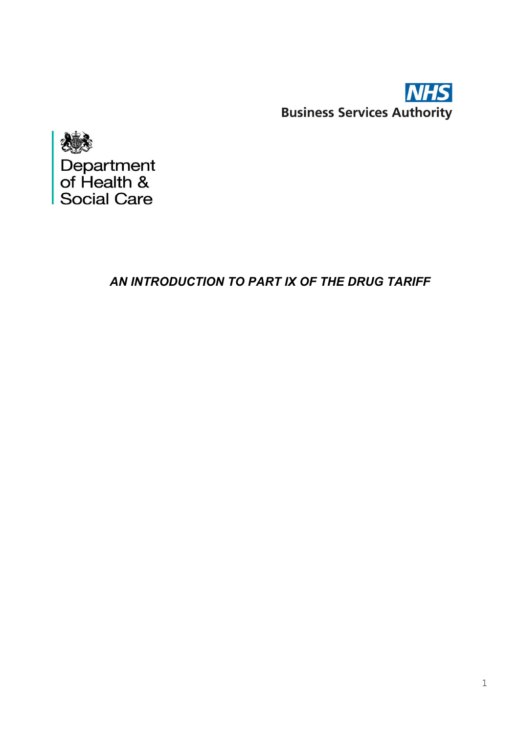NHS
Business Services Authority

Department of Health & Social Care

# *AN INTRODUCTION TO PART IX OF THE DRUG TARIFF*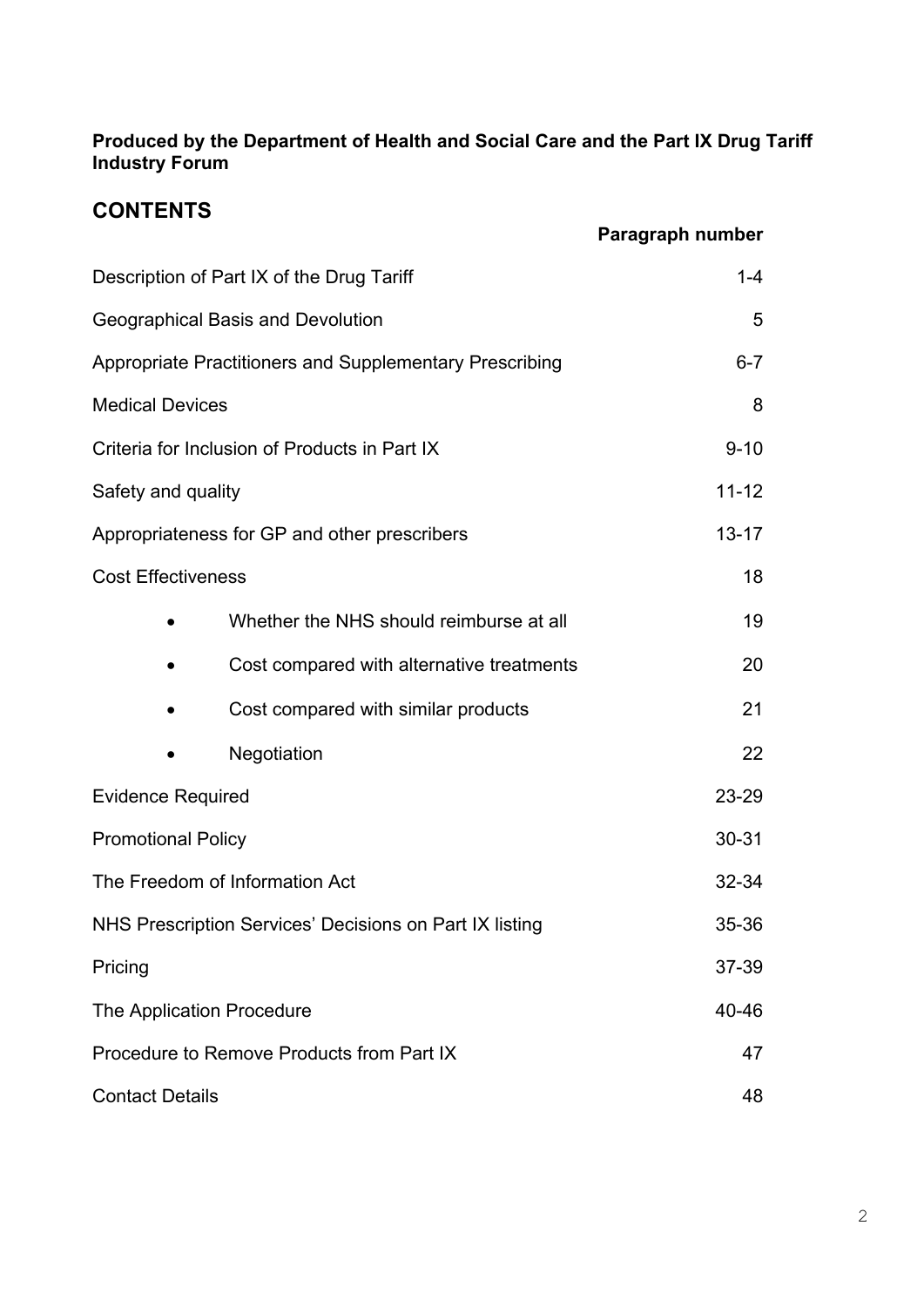**Produced by the Department of Health and Social Care and the Part IX Drug Tariff Industry Forum**

## CONTENTS

| | Paragraph number |
|---|---|
| Description of Part IX of the Drug Tariff | 1-4 |
| Geographical Basis and Devolution | 5 |
| Appropriate Practitioners and Supplementary Prescribing | 6-7 |
| Medical Devices | 8 |
| Criteria for Inclusion of Products in Part IX | 9-10 |
| Safety and quality | 11-12 |
| Appropriateness for GP and other prescribers | 13-17 |
| Cost Effectiveness | 18 |
| • Whether the NHS should reimburse at all | 19 |
| • Cost compared with alternative treatments | 20 |
| • Cost compared with similar products | 21 |
| • Negotiation | 22 |
| Evidence Required | 23-29 |
| Promotional Policy | 30-31 |
| The Freedom of Information Act | 32-34 |
| NHS Prescription Services' Decisions on Part IX listing | 35-36 |
| Pricing | 37-39 |
| The Application Procedure | 40-46 |
| Procedure to Remove Products from Part IX | 47 |
| Contact Details | 48 |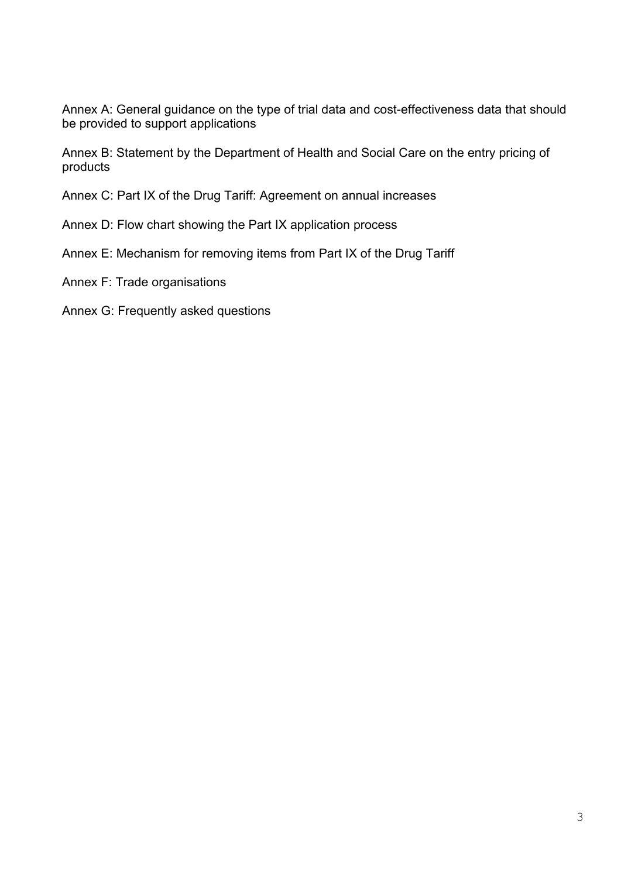Annex A: General guidance on the type of trial data and cost-effectiveness data that should be provided to support applications

Annex B: Statement by the Department of Health and Social Care on the entry pricing of products

Annex C: Part IX of the Drug Tariff: Agreement on annual increases

Annex D: Flow chart showing the Part IX application process

Annex E: Mechanism for removing items from Part IX of the Drug Tariff

Annex F: Trade organisations

Annex G: Frequently asked questions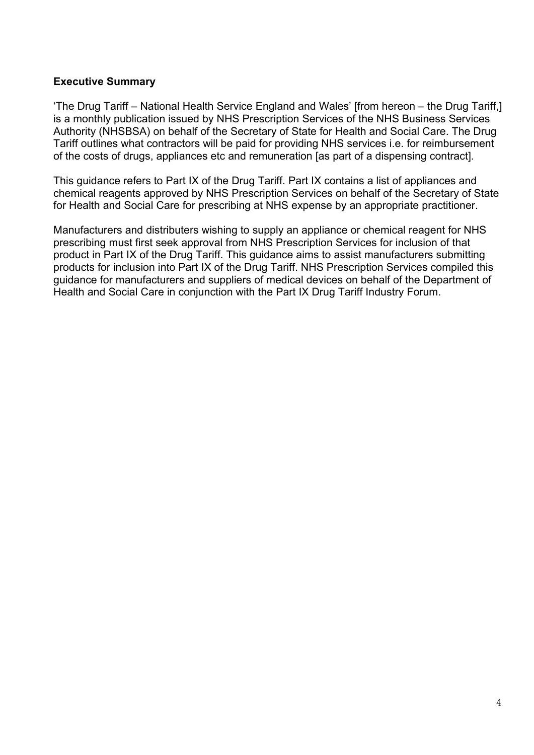**Executive Summary**

'The Drug Tariff – National Health Service England and Wales' [from hereon – the Drug Tariff,] is a monthly publication issued by NHS Prescription Services of the NHS Business Services Authority (NHSBSA) on behalf of the Secretary of State for Health and Social Care. The Drug Tariff outlines what contractors will be paid for providing NHS services i.e. for reimbursement of the costs of drugs, appliances etc and remuneration [as part of a dispensing contract].

This guidance refers to Part IX of the Drug Tariff. Part IX contains a list of appliances and chemical reagents approved by NHS Prescription Services on behalf of the Secretary of State for Health and Social Care for prescribing at NHS expense by an appropriate practitioner.

Manufacturers and distributers wishing to supply an appliance or chemical reagent for NHS prescribing must first seek approval from NHS Prescription Services for inclusion of that product in Part IX of the Drug Tariff. This guidance aims to assist manufacturers submitting products for inclusion into Part IX of the Drug Tariff. NHS Prescription Services compiled this guidance for manufacturers and suppliers of medical devices on behalf of the Department of Health and Social Care in conjunction with the Part IX Drug Tariff Industry Forum.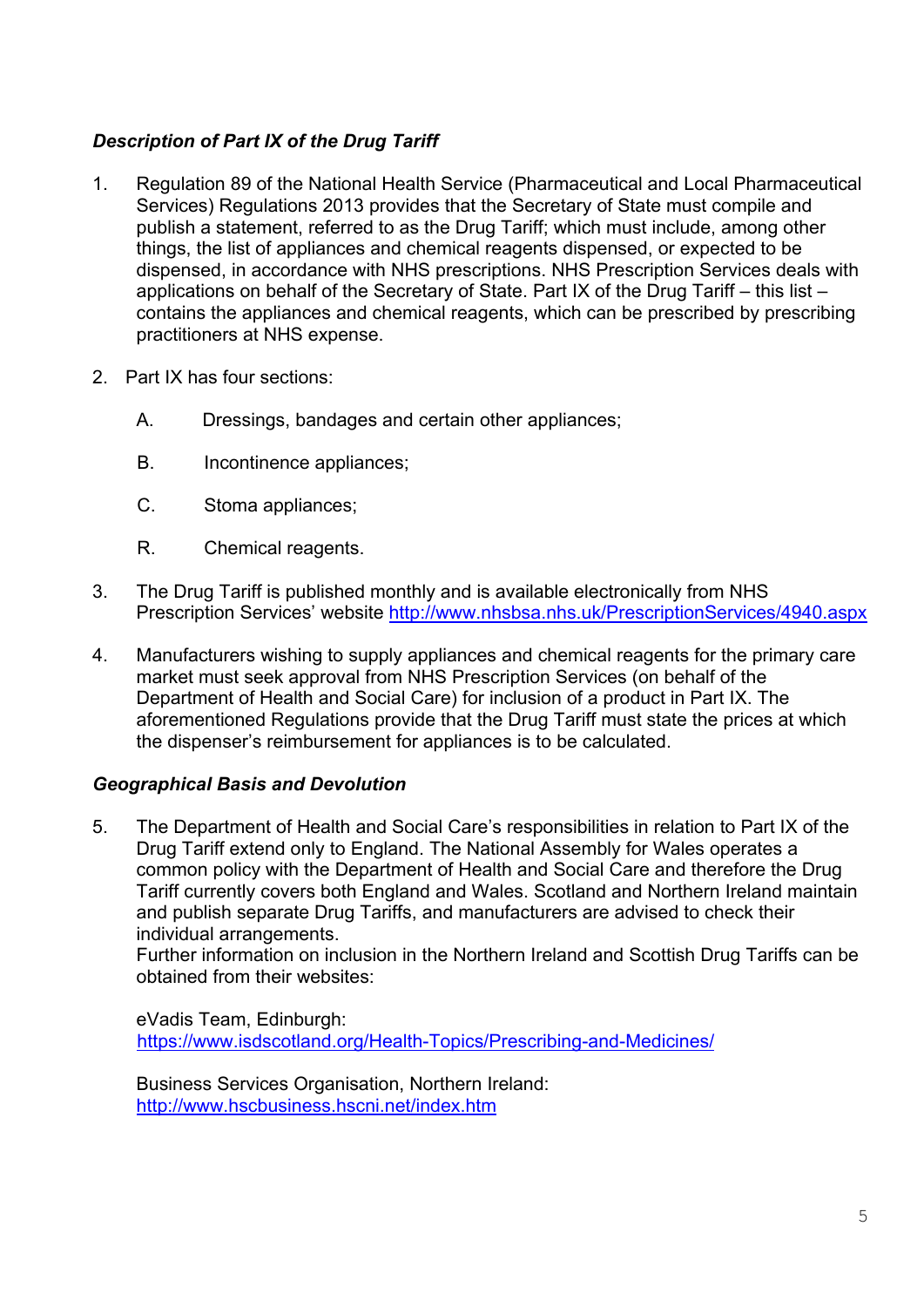### *Description of Part IX of the Drug Tariff*

1. Regulation 89 of the National Health Service (Pharmaceutical and Local Pharmaceutical Services) Regulations 2013 provides that the Secretary of State must compile and publish a statement, referred to as the Drug Tariff; which must include, among other things, the list of appliances and chemical reagents dispensed, or expected to be dispensed, in accordance with NHS prescriptions. NHS Prescription Services deals with applications on behalf of the Secretary of State. Part IX of the Drug Tariff – this list – contains the appliances and chemical reagents, which can be prescribed by prescribing practitioners at NHS expense.

2. Part IX has four sections:

   A. Dressings, bandages and certain other appliances;

   B. Incontinence appliances;

   C. Stoma appliances;

   R. Chemical reagents.

3. The Drug Tariff is published monthly and is available electronically from NHS Prescription Services' website http://www.nhsbsa.nhs.uk/PrescriptionServices/4940.aspx

4. Manufacturers wishing to supply appliances and chemical reagents for the primary care market must seek approval from NHS Prescription Services (on behalf of the Department of Health and Social Care) for inclusion of a product in Part IX. The aforementioned Regulations provide that the Drug Tariff must state the prices at which the dispenser's reimbursement for appliances is to be calculated.

### *Geographical Basis and Devolution*

5. The Department of Health and Social Care's responsibilities in relation to Part IX of the Drug Tariff extend only to England. The National Assembly for Wales operates a common policy with the Department of Health and Social Care and therefore the Drug Tariff currently covers both England and Wales. Scotland and Northern Ireland maintain and publish separate Drug Tariffs, and manufacturers are advised to check their individual arrangements.
   Further information on inclusion in the Northern Ireland and Scottish Drug Tariffs can be obtained from their websites:

   eVadis Team, Edinburgh:
   https://www.isdscotland.org/Health-Topics/Prescribing-and-Medicines/

   Business Services Organisation, Northern Ireland:
   http://www.hscbusiness.hscni.net/index.htm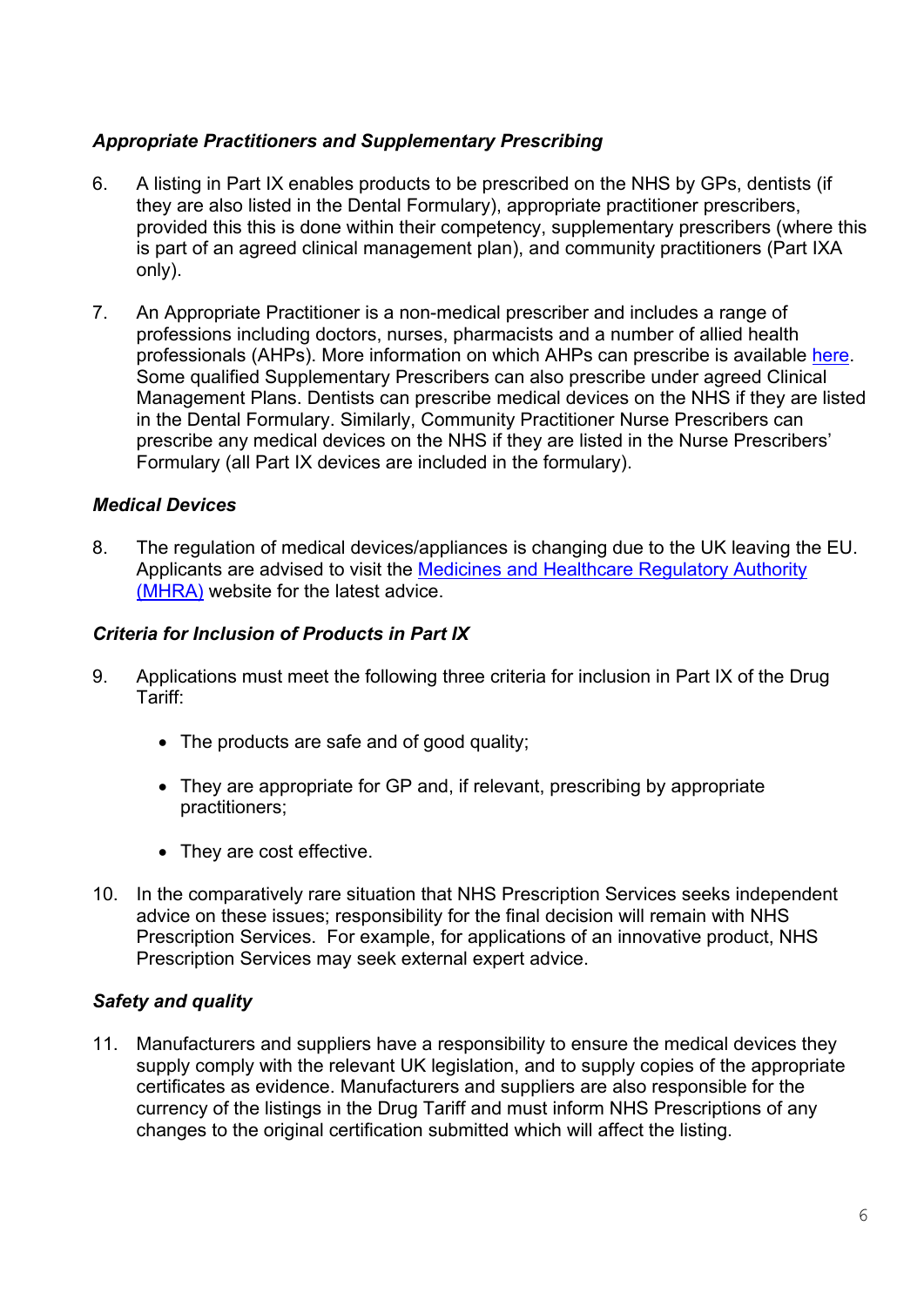### *Appropriate Practitioners and Supplementary Prescribing*

6. A listing in Part IX enables products to be prescribed on the NHS by GPs, dentists (if they are also listed in the Dental Formulary), appropriate practitioner prescribers, provided this this is done within their competency, supplementary prescribers (where this is part of an agreed clinical management plan), and community practitioners (Part IXA only).

7. An Appropriate Practitioner is a non-medical prescriber and includes a range of professions including doctors, nurses, pharmacists and a number of allied health professionals (AHPs). More information on which AHPs can prescribe is available here. Some qualified Supplementary Prescribers can also prescribe under agreed Clinical Management Plans. Dentists can prescribe medical devices on the NHS if they are listed in the Dental Formulary. Similarly, Community Practitioner Nurse Prescribers can prescribe any medical devices on the NHS if they are listed in the Nurse Prescribers' Formulary (all Part IX devices are included in the formulary).

### *Medical Devices*

8. The regulation of medical devices/appliances is changing due to the UK leaving the EU. Applicants are advised to visit the Medicines and Healthcare Regulatory Authority (MHRA) website for the latest advice.

### *Criteria for Inclusion of Products in Part IX*

9. Applications must meet the following three criteria for inclusion in Part IX of the Drug Tariff:

   - The products are safe and of good quality;
   - They are appropriate for GP and, if relevant, prescribing by appropriate practitioners;
   - They are cost effective.

10. In the comparatively rare situation that NHS Prescription Services seeks independent advice on these issues; responsibility for the final decision will remain with NHS Prescription Services. For example, for applications of an innovative product, NHS Prescription Services may seek external expert advice.

### *Safety and quality*

11. Manufacturers and suppliers have a responsibility to ensure the medical devices they supply comply with the relevant UK legislation, and to supply copies of the appropriate certificates as evidence. Manufacturers and suppliers are also responsible for the currency of the listings in the Drug Tariff and must inform NHS Prescriptions of any changes to the original certification submitted which will affect the listing.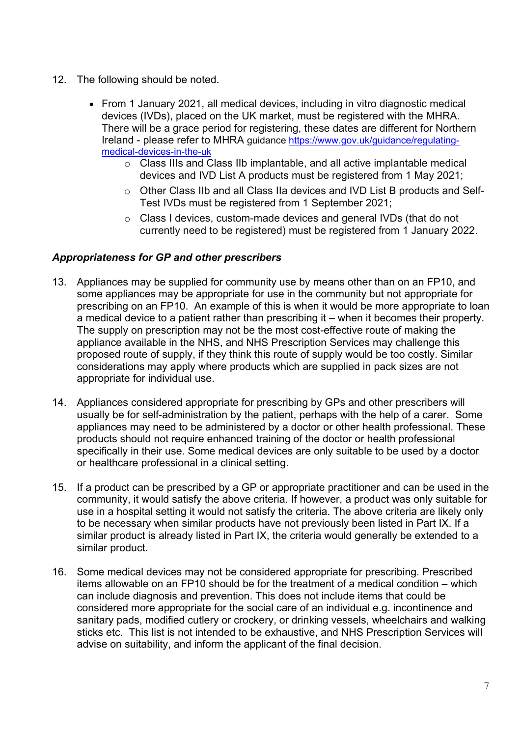12. The following should be noted.

    - From 1 January 2021, all medical devices, including in vitro diagnostic medical devices (IVDs), placed on the UK market, must be registered with the MHRA. There will be a grace period for registering, these dates are different for Northern Ireland - please refer to MHRA guidance [https://www.gov.uk/guidance/regulating-medical-devices-in-the-uk](https://www.gov.uk/guidance/regulating-medical-devices-in-the-uk)
        - Class IIIs and Class IIb implantable, and all active implantable medical devices and IVD List A products must be registered from 1 May 2021;
        - Other Class IIb and all Class IIa devices and IVD List B products and Self-Test IVDs must be registered from 1 September 2021;
        - Class I devices, custom-made devices and general IVDs (that do not currently need to be registered) must be registered from 1 January 2022.

### *Appropriateness for GP and other prescribers*

13. Appliances may be supplied for community use by means other than on an FP10, and some appliances may be appropriate for use in the community but not appropriate for prescribing on an FP10. An example of this is when it would be more appropriate to loan a medical device to a patient rather than prescribing it – when it becomes their property. The supply on prescription may not be the most cost-effective route of making the appliance available in the NHS, and NHS Prescription Services may challenge this proposed route of supply, if they think this route of supply would be too costly. Similar considerations may apply where products which are supplied in pack sizes are not appropriate for individual use.

14. Appliances considered appropriate for prescribing by GPs and other prescribers will usually be for self-administration by the patient, perhaps with the help of a carer. Some appliances may need to be administered by a doctor or other health professional. These products should not require enhanced training of the doctor or health professional specifically in their use. Some medical devices are only suitable to be used by a doctor or healthcare professional in a clinical setting.

15. If a product can be prescribed by a GP or appropriate practitioner and can be used in the community, it would satisfy the above criteria. If however, a product was only suitable for use in a hospital setting it would not satisfy the criteria. The above criteria are likely only to be necessary when similar products have not previously been listed in Part IX. If a similar product is already listed in Part IX, the criteria would generally be extended to a similar product.

16. Some medical devices may not be considered appropriate for prescribing. Prescribed items allowable on an FP10 should be for the treatment of a medical condition – which can include diagnosis and prevention. This does not include items that could be considered more appropriate for the social care of an individual e.g. incontinence and sanitary pads, modified cutlery or crockery, or drinking vessels, wheelchairs and walking sticks etc. This list is not intended to be exhaustive, and NHS Prescription Services will advise on suitability, and inform the applicant of the final decision.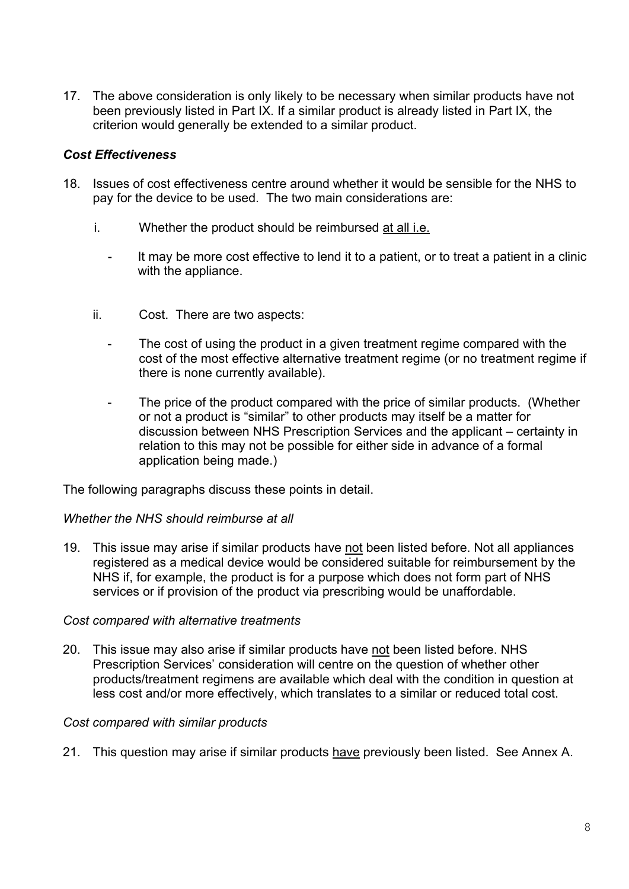17. The above consideration is only likely to be necessary when similar products have not been previously listed in Part IX. If a similar product is already listed in Part IX, the criterion would generally be extended to a similar product.

### *Cost Effectiveness*

18. Issues of cost effectiveness centre around whether it would be sensible for the NHS to pay for the device to be used. The two main considerations are:

    i. Whether the product should be reimbursed <u>at all i.e.</u>

       - It may be more cost effective to lend it to a patient, or to treat a patient in a clinic with the appliance.

    ii. Cost. There are two aspects:

       - The cost of using the product in a given treatment regime compared with the cost of the most effective alternative treatment regime (or no treatment regime if there is none currently available).

       - The price of the product compared with the price of similar products. (Whether or not a product is "similar" to other products may itself be a matter for discussion between NHS Prescription Services and the applicant – certainty in relation to this may not be possible for either side in advance of a formal application being made.)

The following paragraphs discuss these points in detail.

*Whether the NHS should reimburse at all*

19. This issue may arise if similar products have <u>not</u> been listed before. Not all appliances registered as a medical device would be considered suitable for reimbursement by the NHS if, for example, the product is for a purpose which does not form part of NHS services or if provision of the product via prescribing would be unaffordable.

*Cost compared with alternative treatments*

20. This issue may also arise if similar products have <u>not</u> been listed before. NHS Prescription Services' consideration will centre on the question of whether other products/treatment regimens are available which deal with the condition in question at less cost and/or more effectively, which translates to a similar or reduced total cost.

*Cost compared with similar products*

21. This question may arise if similar products <u>have</u> previously been listed. See Annex A.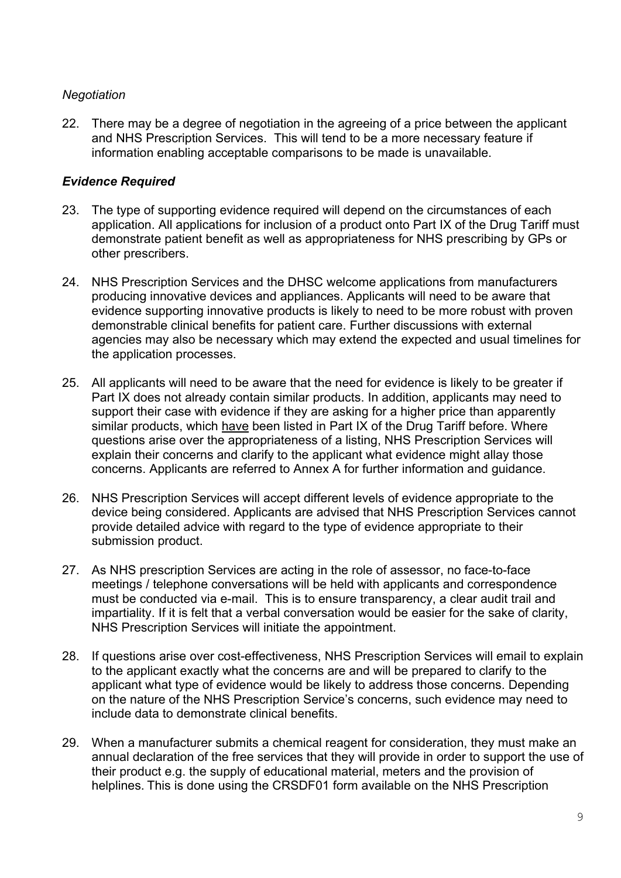*Negotiation*

22. There may be a degree of negotiation in the agreeing of a price between the applicant and NHS Prescription Services. This will tend to be a more necessary feature if information enabling acceptable comparisons to be made is unavailable.

***Evidence Required***

23. The type of supporting evidence required will depend on the circumstances of each application. All applications for inclusion of a product onto Part IX of the Drug Tariff must demonstrate patient benefit as well as appropriateness for NHS prescribing by GPs or other prescribers.

24. NHS Prescription Services and the DHSC welcome applications from manufacturers producing innovative devices and appliances. Applicants will need to be aware that evidence supporting innovative products is likely to need to be more robust with proven demonstrable clinical benefits for patient care. Further discussions with external agencies may also be necessary which may extend the expected and usual timelines for the application processes.

25. All applicants will need to be aware that the need for evidence is likely to be greater if Part IX does not already contain similar products. In addition, applicants may need to support their case with evidence if they are asking for a higher price than apparently similar products, which <u>have</u> been listed in Part IX of the Drug Tariff before. Where questions arise over the appropriateness of a listing, NHS Prescription Services will explain their concerns and clarify to the applicant what evidence might allay those concerns. Applicants are referred to Annex A for further information and guidance.

26. NHS Prescription Services will accept different levels of evidence appropriate to the device being considered. Applicants are advised that NHS Prescription Services cannot provide detailed advice with regard to the type of evidence appropriate to their submission product.

27. As NHS prescription Services are acting in the role of assessor, no face-to-face meetings / telephone conversations will be held with applicants and correspondence must be conducted via e-mail. This is to ensure transparency, a clear audit trail and impartiality. If it is felt that a verbal conversation would be easier for the sake of clarity, NHS Prescription Services will initiate the appointment.

28. If questions arise over cost-effectiveness, NHS Prescription Services will email to explain to the applicant exactly what the concerns are and will be prepared to clarify to the applicant what type of evidence would be likely to address those concerns. Depending on the nature of the NHS Prescription Service's concerns, such evidence may need to include data to demonstrate clinical benefits.

29. When a manufacturer submits a chemical reagent for consideration, they must make an annual declaration of the free services that they will provide in order to support the use of their product e.g. the supply of educational material, meters and the provision of helplines. This is done using the CRSDF01 form available on the NHS Prescription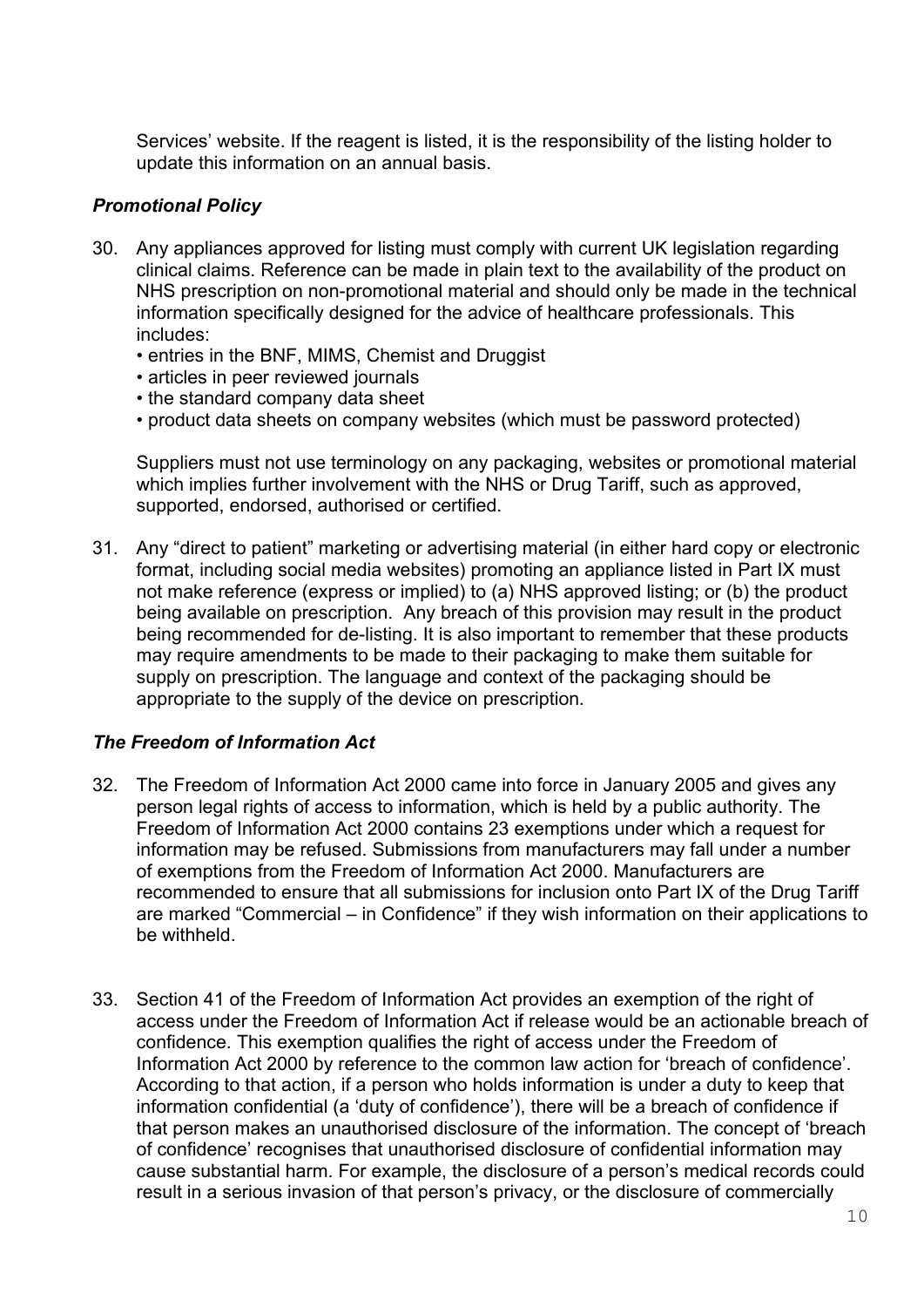Services' website. If the reagent is listed, it is the responsibility of the listing holder to update this information on an annual basis.

### *Promotional Policy*

30. Any appliances approved for listing must comply with current UK legislation regarding clinical claims. Reference can be made in plain text to the availability of the product on NHS prescription on non-promotional material and should only be made in the technical information specifically designed for the advice of healthcare professionals. This includes:
    - entries in the BNF, MIMS, Chemist and Druggist
    - articles in peer reviewed journals
    - the standard company data sheet
    - product data sheets on company websites (which must be password protected)

    Suppliers must not use terminology on any packaging, websites or promotional material which implies further involvement with the NHS or Drug Tariff, such as approved, supported, endorsed, authorised or certified.

31. Any "direct to patient" marketing or advertising material (in either hard copy or electronic format, including social media websites) promoting an appliance listed in Part IX must not make reference (express or implied) to (a) NHS approved listing; or (b) the product being available on prescription. Any breach of this provision may result in the product being recommended for de-listing. It is also important to remember that these products may require amendments to be made to their packaging to make them suitable for supply on prescription. The language and context of the packaging should be appropriate to the supply of the device on prescription.

### *The Freedom of Information Act*

32. The Freedom of Information Act 2000 came into force in January 2005 and gives any person legal rights of access to information, which is held by a public authority. The Freedom of Information Act 2000 contains 23 exemptions under which a request for information may be refused. Submissions from manufacturers may fall under a number of exemptions from the Freedom of Information Act 2000. Manufacturers are recommended to ensure that all submissions for inclusion onto Part IX of the Drug Tariff are marked "Commercial – in Confidence" if they wish information on their applications to be withheld.

33. Section 41 of the Freedom of Information Act provides an exemption of the right of access under the Freedom of Information Act if release would be an actionable breach of confidence. This exemption qualifies the right of access under the Freedom of Information Act 2000 by reference to the common law action for 'breach of confidence'. According to that action, if a person who holds information is under a duty to keep that information confidential (a 'duty of confidence'), there will be a breach of confidence if that person makes an unauthorised disclosure of the information. The concept of 'breach of confidence' recognises that unauthorised disclosure of confidential information may cause substantial harm. For example, the disclosure of a person's medical records could result in a serious invasion of that person's privacy, or the disclosure of commercially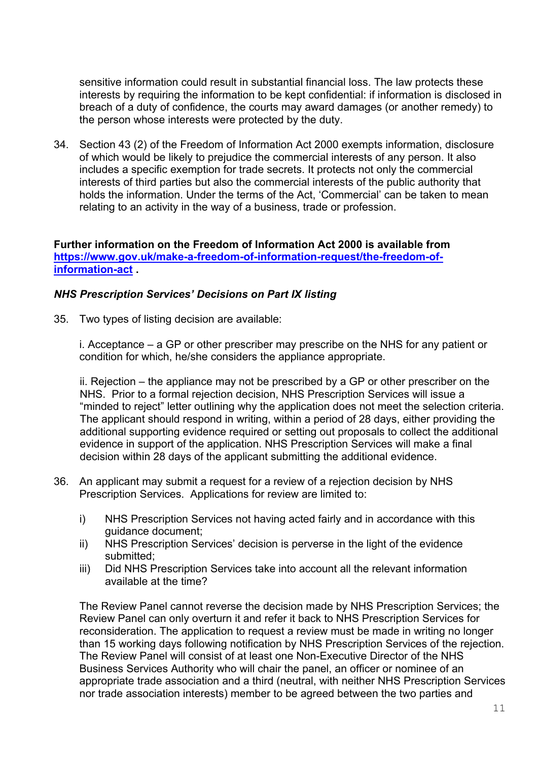sensitive information could result in substantial financial loss. The law protects these interests by requiring the information to be kept confidential: if information is disclosed in breach of a duty of confidence, the courts may award damages (or another remedy) to the person whose interests were protected by the duty.

34. Section 43 (2) of the Freedom of Information Act 2000 exempts information, disclosure of which would be likely to prejudice the commercial interests of any person. It also includes a specific exemption for trade secrets. It protects not only the commercial interests of third parties but also the commercial interests of the public authority that holds the information. Under the terms of the Act, 'Commercial' can be taken to mean relating to an activity in the way of a business, trade or profession.

**Further information on the Freedom of Information Act 2000 is available from [https://www.gov.uk/make-a-freedom-of-information-request/the-freedom-of-information-act](https://www.gov.uk/make-a-freedom-of-information-request/the-freedom-of-information-act) .**

### *NHS Prescription Services' Decisions on Part IX listing*

35. Two types of listing decision are available:

    i. Acceptance – a GP or other prescriber may prescribe on the NHS for any patient or condition for which, he/she considers the appliance appropriate.

    ii. Rejection – the appliance may not be prescribed by a GP or other prescriber on the NHS. Prior to a formal rejection decision, NHS Prescription Services will issue a "minded to reject" letter outlining why the application does not meet the selection criteria. The applicant should respond in writing, within a period of 28 days, either providing the additional supporting evidence required or setting out proposals to collect the additional evidence in support of the application. NHS Prescription Services will make a final decision within 28 days of the applicant submitting the additional evidence.

36. An applicant may submit a request for a review of a rejection decision by NHS Prescription Services. Applications for review are limited to:

    i) NHS Prescription Services not having acted fairly and in accordance with this guidance document;
    ii) NHS Prescription Services' decision is perverse in the light of the evidence submitted;
    iii) Did NHS Prescription Services take into account all the relevant information available at the time?

    The Review Panel cannot reverse the decision made by NHS Prescription Services; the Review Panel can only overturn it and refer it back to NHS Prescription Services for reconsideration. The application to request a review must be made in writing no longer than 15 working days following notification by NHS Prescription Services of the rejection. The Review Panel will consist of at least one Non-Executive Director of the NHS Business Services Authority who will chair the panel, an officer or nominee of an appropriate trade association and a third (neutral, with neither NHS Prescription Services nor trade association interests) member to be agreed between the two parties and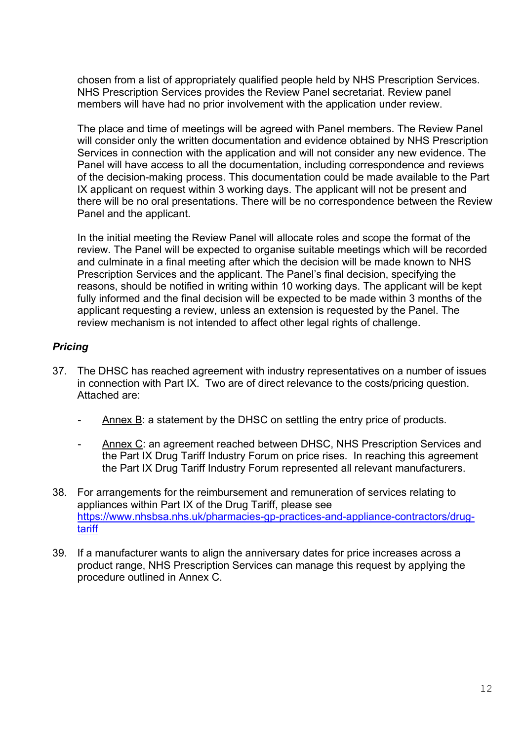chosen from a list of appropriately qualified people held by NHS Prescription Services. NHS Prescription Services provides the Review Panel secretariat. Review panel members will have had no prior involvement with the application under review.

The place and time of meetings will be agreed with Panel members. The Review Panel will consider only the written documentation and evidence obtained by NHS Prescription Services in connection with the application and will not consider any new evidence. The Panel will have access to all the documentation, including correspondence and reviews of the decision-making process. This documentation could be made available to the Part IX applicant on request within 3 working days. The applicant will not be present and there will be no oral presentations. There will be no correspondence between the Review Panel and the applicant.

In the initial meeting the Review Panel will allocate roles and scope the format of the review. The Panel will be expected to organise suitable meetings which will be recorded and culminate in a final meeting after which the decision will be made known to NHS Prescription Services and the applicant. The Panel's final decision, specifying the reasons, should be notified in writing within 10 working days. The applicant will be kept fully informed and the final decision will be expected to be made within 3 months of the applicant requesting a review, unless an extension is requested by the Panel. The review mechanism is not intended to affect other legal rights of challenge.

### *Pricing*

37. The DHSC has reached agreement with industry representatives on a number of issues in connection with Part IX. Two are of direct relevance to the costs/pricing question. Attached are:

    - Annex B: a statement by the DHSC on settling the entry price of products.
    - Annex C: an agreement reached between DHSC, NHS Prescription Services and the Part IX Drug Tariff Industry Forum on price rises. In reaching this agreement the Part IX Drug Tariff Industry Forum represented all relevant manufacturers.

38. For arrangements for the reimbursement and remuneration of services relating to appliances within Part IX of the Drug Tariff, please see [https://www.nhsbsa.nhs.uk/pharmacies-gp-practices-and-appliance-contractors/drug-tariff](https://www.nhsbsa.nhs.uk/pharmacies-gp-practices-and-appliance-contractors/drug-tariff)

39. If a manufacturer wants to align the anniversary dates for price increases across a product range, NHS Prescription Services can manage this request by applying the procedure outlined in Annex C.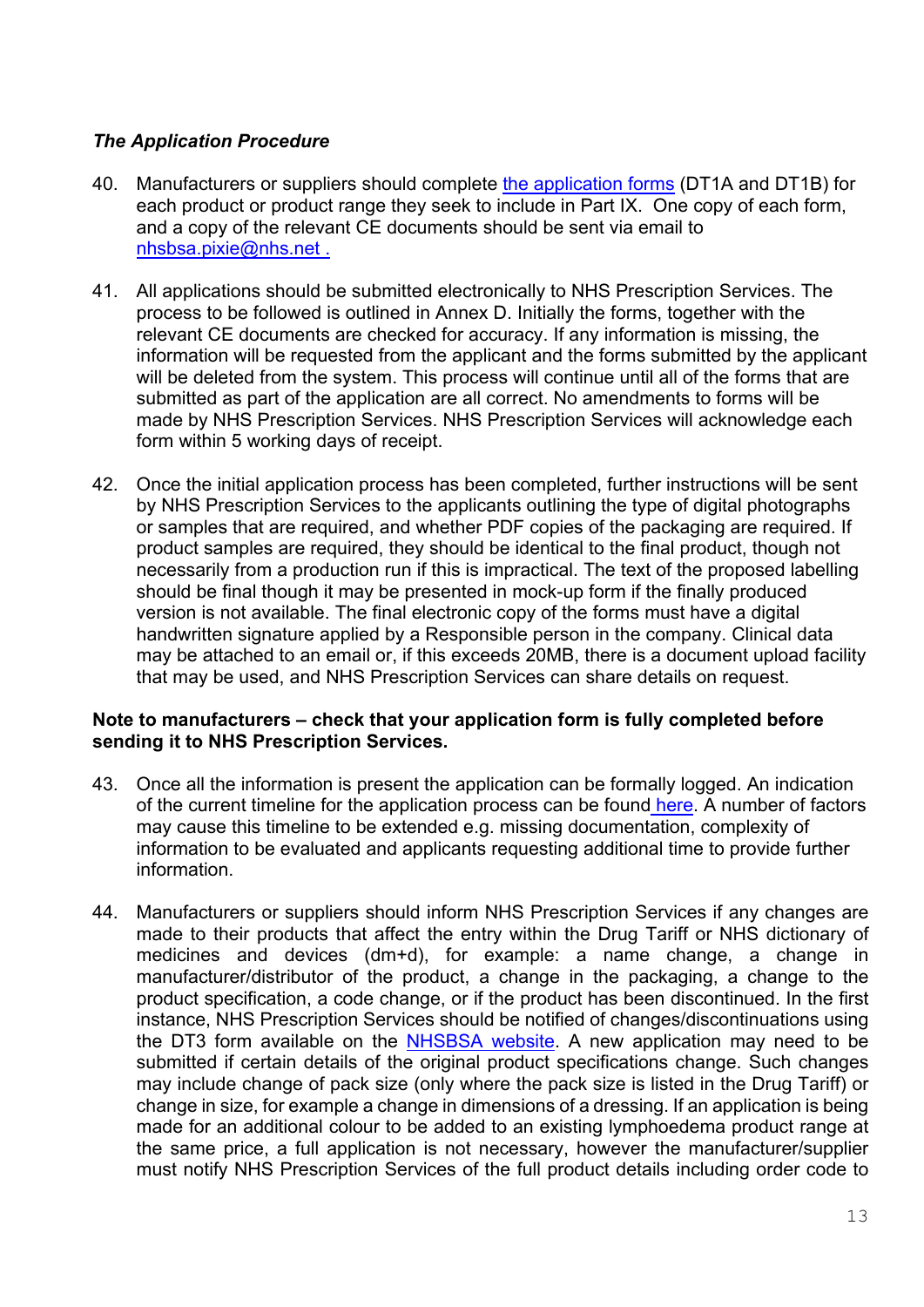***The Application Procedure***

40. Manufacturers or suppliers should complete [the application forms](the application forms) (DT1A and DT1B) for each product or product range they seek to include in Part IX. One copy of each form, and a copy of the relevant CE documents should be sent via email to nhsbsa.pixie@nhs.net .

41. All applications should be submitted electronically to NHS Prescription Services. The process to be followed is outlined in Annex D. Initially the forms, together with the relevant CE documents are checked for accuracy. If any information is missing, the information will be requested from the applicant and the forms submitted by the applicant will be deleted from the system. This process will continue until all of the forms that are submitted as part of the application are all correct. No amendments to forms will be made by NHS Prescription Services. NHS Prescription Services will acknowledge each form within 5 working days of receipt.

42. Once the initial application process has been completed, further instructions will be sent by NHS Prescription Services to the applicants outlining the type of digital photographs or samples that are required, and whether PDF copies of the packaging are required. If product samples are required, they should be identical to the final product, though not necessarily from a production run if this is impractical. The text of the proposed labelling should be final though it may be presented in mock-up form if the finally produced version is not available. The final electronic copy of the forms must have a digital handwritten signature applied by a Responsible person in the company. Clinical data may be attached to an email or, if this exceeds 20MB, there is a document upload facility that may be used, and NHS Prescription Services can share details on request.

**Note to manufacturers – check that your application form is fully completed before sending it to NHS Prescription Services.**

43. Once all the information is present the application can be formally logged. An indication of the current timeline for the application process can be found here. A number of factors may cause this timeline to be extended e.g. missing documentation, complexity of information to be evaluated and applicants requesting additional time to provide further information.

44. Manufacturers or suppliers should inform NHS Prescription Services if any changes are made to their products that affect the entry within the Drug Tariff or NHS dictionary of medicines and devices (dm+d), for example: a name change, a change in manufacturer/distributor of the product, a change in the packaging, a change to the product specification, a code change, or if the product has been discontinued. In the first instance, NHS Prescription Services should be notified of changes/discontinuations using the DT3 form available on the NHSBSA website. A new application may need to be submitted if certain details of the original product specifications change. Such changes may include change of pack size (only where the pack size is listed in the Drug Tariff) or change in size, for example a change in dimensions of a dressing. If an application is being made for an additional colour to be added to an existing lymphoedema product range at the same price, a full application is not necessary, however the manufacturer/supplier must notify NHS Prescription Services of the full product details including order code to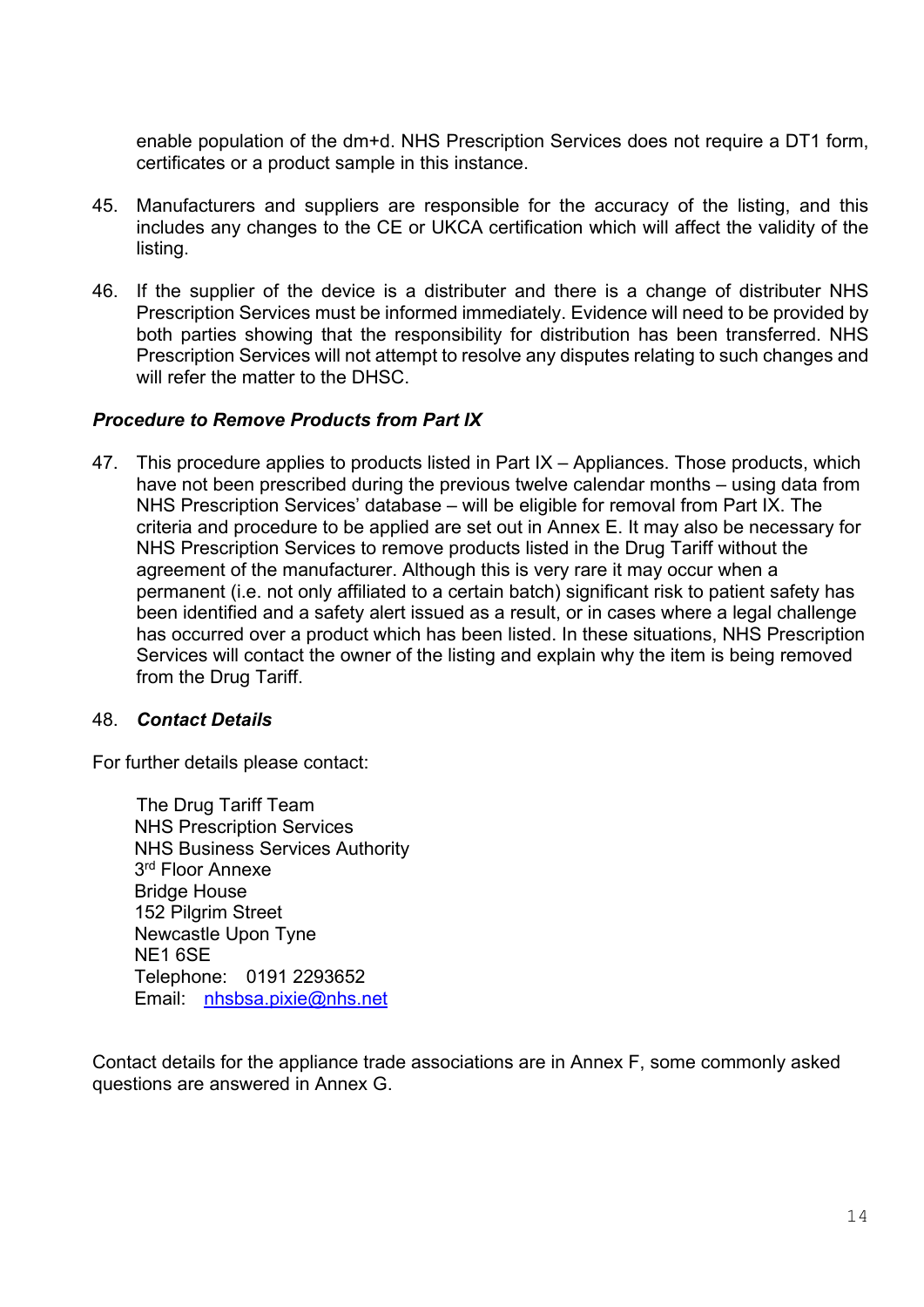enable population of the dm+d. NHS Prescription Services does not require a DT1 form, certificates or a product sample in this instance.

45. Manufacturers and suppliers are responsible for the accuracy of the listing, and this includes any changes to the CE or UKCA certification which will affect the validity of the listing.

46. If the supplier of the device is a distributer and there is a change of distributer NHS Prescription Services must be informed immediately. Evidence will need to be provided by both parties showing that the responsibility for distribution has been transferred. NHS Prescription Services will not attempt to resolve any disputes relating to such changes and will refer the matter to the DHSC.

### *Procedure to Remove Products from Part IX*

47. This procedure applies to products listed in Part IX – Appliances. Those products, which have not been prescribed during the previous twelve calendar months – using data from NHS Prescription Services' database – will be eligible for removal from Part IX. The criteria and procedure to be applied are set out in Annex E. It may also be necessary for NHS Prescription Services to remove products listed in the Drug Tariff without the agreement of the manufacturer. Although this is very rare it may occur when a permanent (i.e. not only affiliated to a certain batch) significant risk to patient safety has been identified and a safety alert issued as a result, or in cases where a legal challenge has occurred over a product which has been listed. In these situations, NHS Prescription Services will contact the owner of the listing and explain why the item is being removed from the Drug Tariff.

48. ***Contact Details***

For further details please contact:

The Drug Tariff Team  
NHS Prescription Services  
NHS Business Services Authority  
3rd Floor Annexe  
Bridge House  
152 Pilgrim Street  
Newcastle Upon Tyne  
NE1 6SE  
Telephone: 0191 2293652  
Email: nhsbsa.pixie@nhs.net

Contact details for the appliance trade associations are in Annex F, some commonly asked questions are answered in Annex G.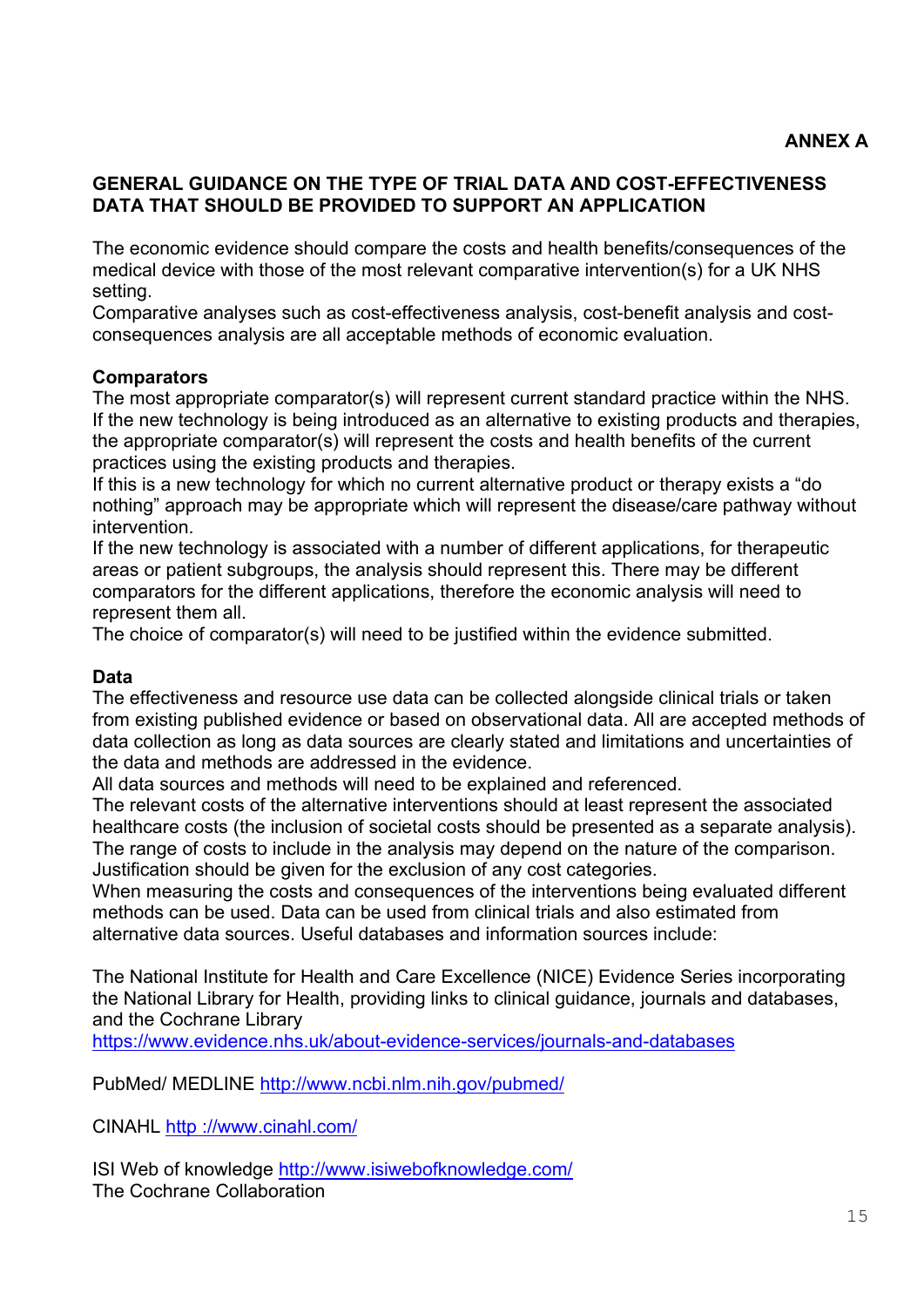**ANNEX A**

## GENERAL GUIDANCE ON THE TYPE OF TRIAL DATA AND COST-EFFECTIVENESS DATA THAT SHOULD BE PROVIDED TO SUPPORT AN APPLICATION

The economic evidence should compare the costs and health benefits/consequences of the medical device with those of the most relevant comparative intervention(s) for a UK NHS setting.
Comparative analyses such as cost-effectiveness analysis, cost-benefit analysis and cost-consequences analysis are all acceptable methods of economic evaluation.

### Comparators

The most appropriate comparator(s) will represent current standard practice within the NHS.
If the new technology is being introduced as an alternative to existing products and therapies, the appropriate comparator(s) will represent the costs and health benefits of the current practices using the existing products and therapies.
If this is a new technology for which no current alternative product or therapy exists a "do nothing" approach may be appropriate which will represent the disease/care pathway without intervention.
If the new technology is associated with a number of different applications, for therapeutic areas or patient subgroups, the analysis should represent this. There may be different comparators for the different applications, therefore the economic analysis will need to represent them all.
The choice of comparator(s) will need to be justified within the evidence submitted.

### Data

The effectiveness and resource use data can be collected alongside clinical trials or taken from existing published evidence or based on observational data. All are accepted methods of data collection as long as data sources are clearly stated and limitations and uncertainties of the data and methods are addressed in the evidence.
All data sources and methods will need to be explained and referenced.
The relevant costs of the alternative interventions should at least represent the associated healthcare costs (the inclusion of societal costs should be presented as a separate analysis).
The range of costs to include in the analysis may depend on the nature of the comparison.
Justification should be given for the exclusion of any cost categories.
When measuring the costs and consequences of the interventions being evaluated different methods can be used. Data can be used from clinical trials and also estimated from alternative data sources. Useful databases and information sources include:

The National Institute for Health and Care Excellence (NICE) Evidence Series incorporating the National Library for Health, providing links to clinical guidance, journals and databases, and the Cochrane Library
https://www.evidence.nhs.uk/about-evidence-services/journals-and-databases

PubMed/ MEDLINE http://www.ncbi.nlm.nih.gov/pubmed/

CINAHL http ://www.cinahl.com/

ISI Web of knowledge http://www.isiwebofknowledge.com/
The Cochrane Collaboration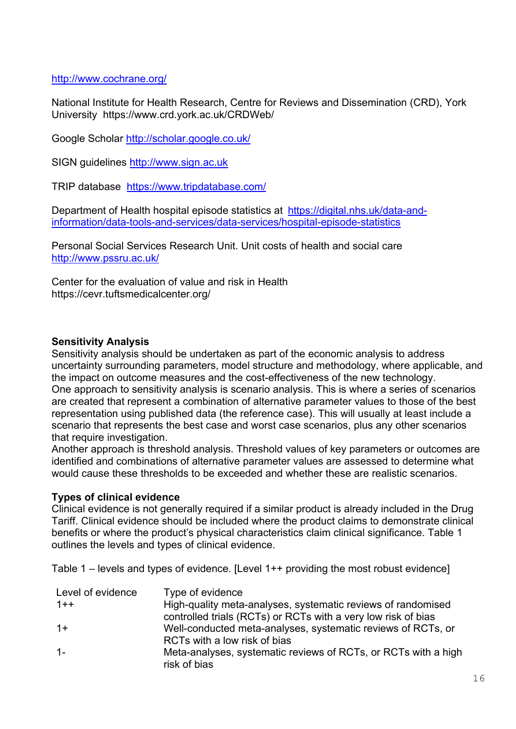http://www.cochrane.org/

National Institute for Health Research, Centre for Reviews and Dissemination (CRD), York University  https://www.crd.york.ac.uk/CRDWeb/

Google Scholar http://scholar.google.co.uk/

SIGN guidelines http://www.sign.ac.uk

TRIP database  https://www.tripdatabase.com/

Department of Health hospital episode statistics at  https://digital.nhs.uk/data-and-information/data-tools-and-services/data-services/hospital-episode-statistics

Personal Social Services Research Unit. Unit costs of health and social care http://www.pssru.ac.uk/

Center for the evaluation of value and risk in Health https://cevr.tuftsmedicalcenter.org/

**Sensitivity Analysis**

Sensitivity analysis should be undertaken as part of the economic analysis to address uncertainty surrounding parameters, model structure and methodology, where applicable, and the impact on outcome measures and the cost-effectiveness of the new technology.
One approach to sensitivity analysis is scenario analysis. This is where a series of scenarios are created that represent a combination of alternative parameter values to those of the best representation using published data (the reference case). This will usually at least include a scenario that represents the best case and worst case scenarios, plus any other scenarios that require investigation.
Another approach is threshold analysis. Threshold values of key parameters or outcomes are identified and combinations of alternative parameter values are assessed to determine what would cause these thresholds to be exceeded and whether these are realistic scenarios.

**Types of clinical evidence**

Clinical evidence is not generally required if a similar product is already included in the Drug Tariff. Clinical evidence should be included where the product claims to demonstrate clinical benefits or where the product's physical characteristics claim clinical significance. Table 1 outlines the levels and types of clinical evidence.

Table 1 – levels and types of evidence. [Level 1++ providing the most robust evidence]

| Level of evidence | Type of evidence |
|---|---|
| 1++ | High-quality meta-analyses, systematic reviews of randomised controlled trials (RCTs) or RCTs with a very low risk of bias |
| 1+ | Well-conducted meta-analyses, systematic reviews of RCTs, or RCTs with a low risk of bias |
| 1- | Meta-analyses, systematic reviews of RCTs, or RCTs with a high risk of bias |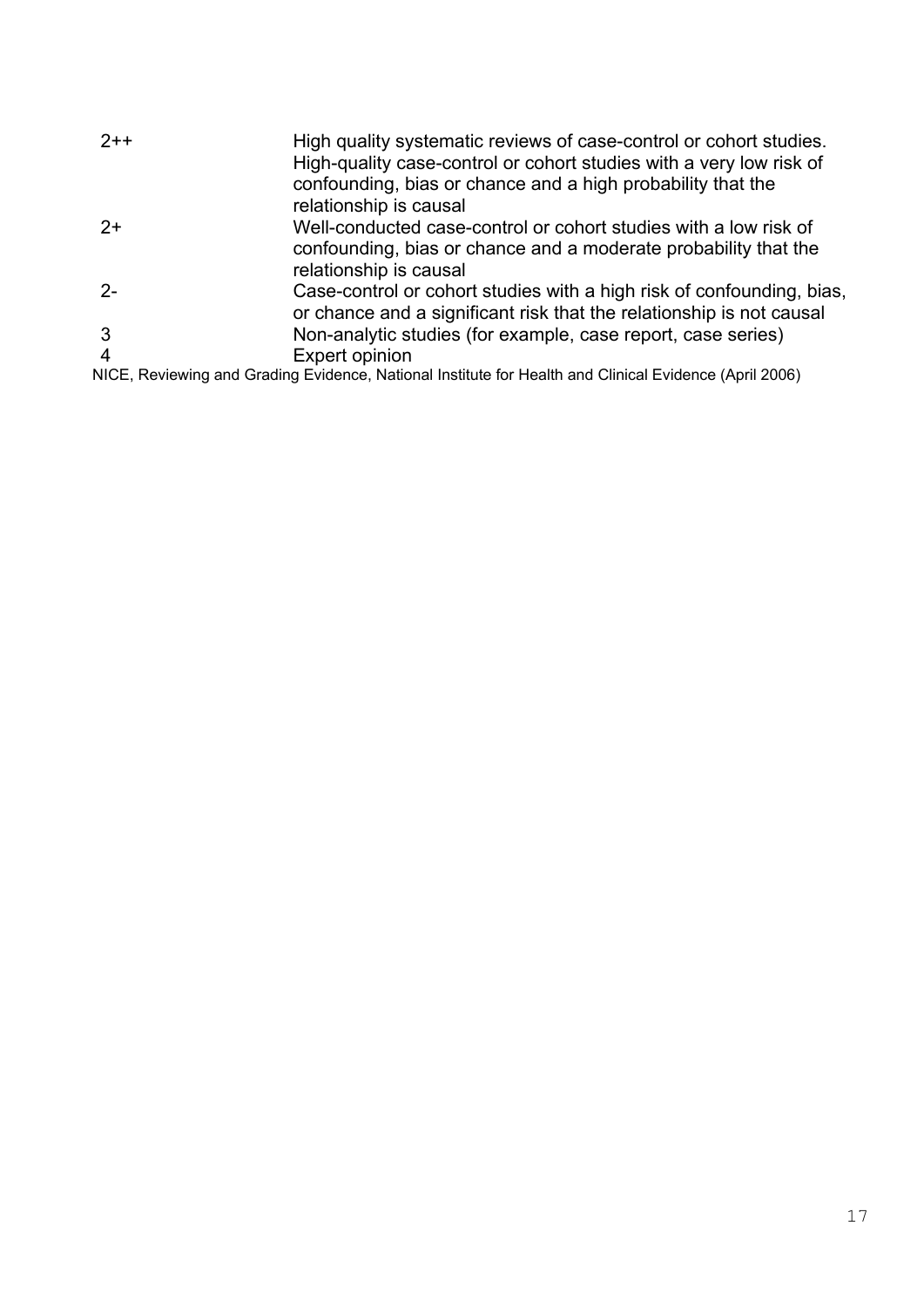| | |
|---|---|
| 2++ | High quality systematic reviews of case-control or cohort studies. High-quality case-control or cohort studies with a very low risk of confounding, bias or chance and a high probability that the relationship is causal |
| 2+ | Well-conducted case-control or cohort studies with a low risk of confounding, bias or chance and a moderate probability that the relationship is causal |
| 2- | Case-control or cohort studies with a high risk of confounding, bias, or chance and a significant risk that the relationship is not causal |
| 3 | Non-analytic studies (for example, case report, case series) |
| 4 | Expert opinion |

NICE, Reviewing and Grading Evidence, National Institute for Health and Clinical Evidence (April 2006)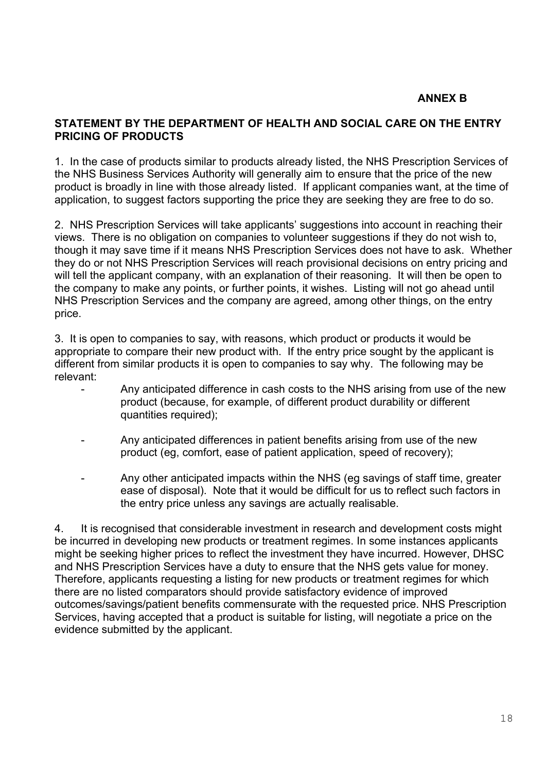**ANNEX B**

## STATEMENT BY THE DEPARTMENT OF HEALTH AND SOCIAL CARE ON THE ENTRY PRICING OF PRODUCTS

1. In the case of products similar to products already listed, the NHS Prescription Services of the NHS Business Services Authority will generally aim to ensure that the price of the new product is broadly in line with those already listed. If applicant companies want, at the time of application, to suggest factors supporting the price they are seeking they are free to do so.

2. NHS Prescription Services will take applicants' suggestions into account in reaching their views. There is no obligation on companies to volunteer suggestions if they do not wish to, though it may save time if it means NHS Prescription Services does not have to ask. Whether they do or not NHS Prescription Services will reach provisional decisions on entry pricing and will tell the applicant company, with an explanation of their reasoning. It will then be open to the company to make any points, or further points, it wishes. Listing will not go ahead until NHS Prescription Services and the company are agreed, among other things, on the entry price.

3. It is open to companies to say, with reasons, which product or products it would be appropriate to compare their new product with. If the entry price sought by the applicant is different from similar products it is open to companies to say why. The following may be relevant:

- Any anticipated difference in cash costs to the NHS arising from use of the new product (because, for example, of different product durability or different quantities required);
- Any anticipated differences in patient benefits arising from use of the new product (eg, comfort, ease of patient application, speed of recovery);
- Any other anticipated impacts within the NHS (eg savings of staff time, greater ease of disposal). Note that it would be difficult for us to reflect such factors in the entry price unless any savings are actually realisable.

4. It is recognised that considerable investment in research and development costs might be incurred in developing new products or treatment regimes. In some instances applicants might be seeking higher prices to reflect the investment they have incurred. However, DHSC and NHS Prescription Services have a duty to ensure that the NHS gets value for money. Therefore, applicants requesting a listing for new products or treatment regimes for which there are no listed comparators should provide satisfactory evidence of improved outcomes/savings/patient benefits commensurate with the requested price. NHS Prescription Services, having accepted that a product is suitable for listing, will negotiate a price on the evidence submitted by the applicant.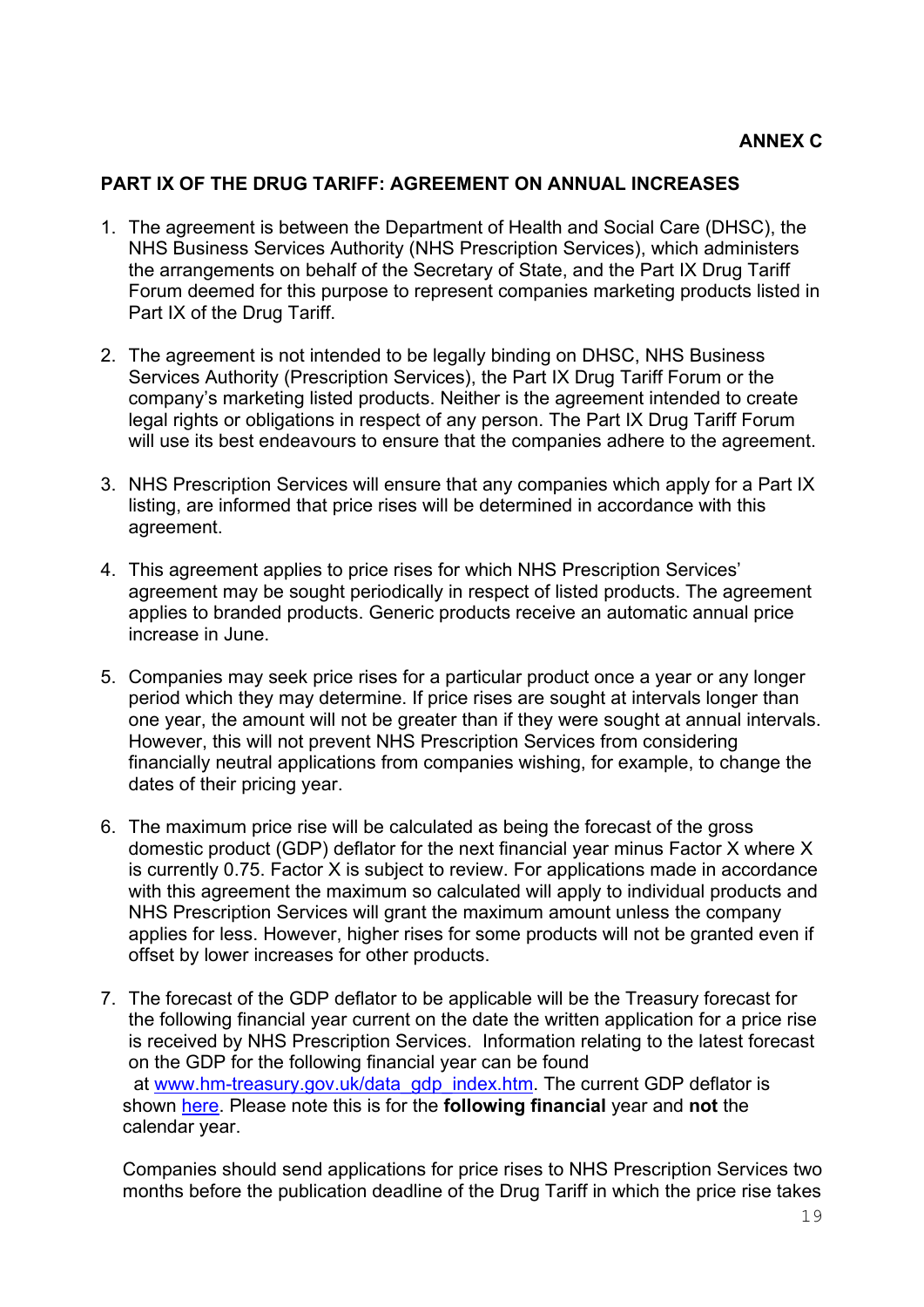**ANNEX C**

**PART IX OF THE DRUG TARIFF: AGREEMENT ON ANNUAL INCREASES**

1. The agreement is between the Department of Health and Social Care (DHSC), the NHS Business Services Authority (NHS Prescription Services), which administers the arrangements on behalf of the Secretary of State, and the Part IX Drug Tariff Forum deemed for this purpose to represent companies marketing products listed in Part IX of the Drug Tariff.

2. The agreement is not intended to be legally binding on DHSC, NHS Business Services Authority (Prescription Services), the Part IX Drug Tariff Forum or the company's marketing listed products. Neither is the agreement intended to create legal rights or obligations in respect of any person. The Part IX Drug Tariff Forum will use its best endeavours to ensure that the companies adhere to the agreement.

3. NHS Prescription Services will ensure that any companies which apply for a Part IX listing, are informed that price rises will be determined in accordance with this agreement.

4. This agreement applies to price rises for which NHS Prescription Services' agreement may be sought periodically in respect of listed products. The agreement applies to branded products. Generic products receive an automatic annual price increase in June.

5. Companies may seek price rises for a particular product once a year or any longer period which they may determine. If price rises are sought at intervals longer than one year, the amount will not be greater than if they were sought at annual intervals. However, this will not prevent NHS Prescription Services from considering financially neutral applications from companies wishing, for example, to change the dates of their pricing year.

6. The maximum price rise will be calculated as being the forecast of the gross domestic product (GDP) deflator for the next financial year minus Factor X where X is currently 0.75. Factor X is subject to review. For applications made in accordance with this agreement the maximum so calculated will apply to individual products and NHS Prescription Services will grant the maximum amount unless the company applies for less. However, higher rises for some products will not be granted even if offset by lower increases for other products.

7. The forecast of the GDP deflator to be applicable will be the Treasury forecast for the following financial year current on the date the written application for a price rise is received by NHS Prescription Services. Information relating to the latest forecast on the GDP for the following financial year can be found at [www.hm-treasury.gov.uk/data_gdp_index.htm](www.hm-treasury.gov.uk/data_gdp_index.htm). The current GDP deflator is shown [here](here). Please note this is for the **following financial** year and **not** the calendar year.

   Companies should send applications for price rises to NHS Prescription Services two months before the publication deadline of the Drug Tariff in which the price rise takes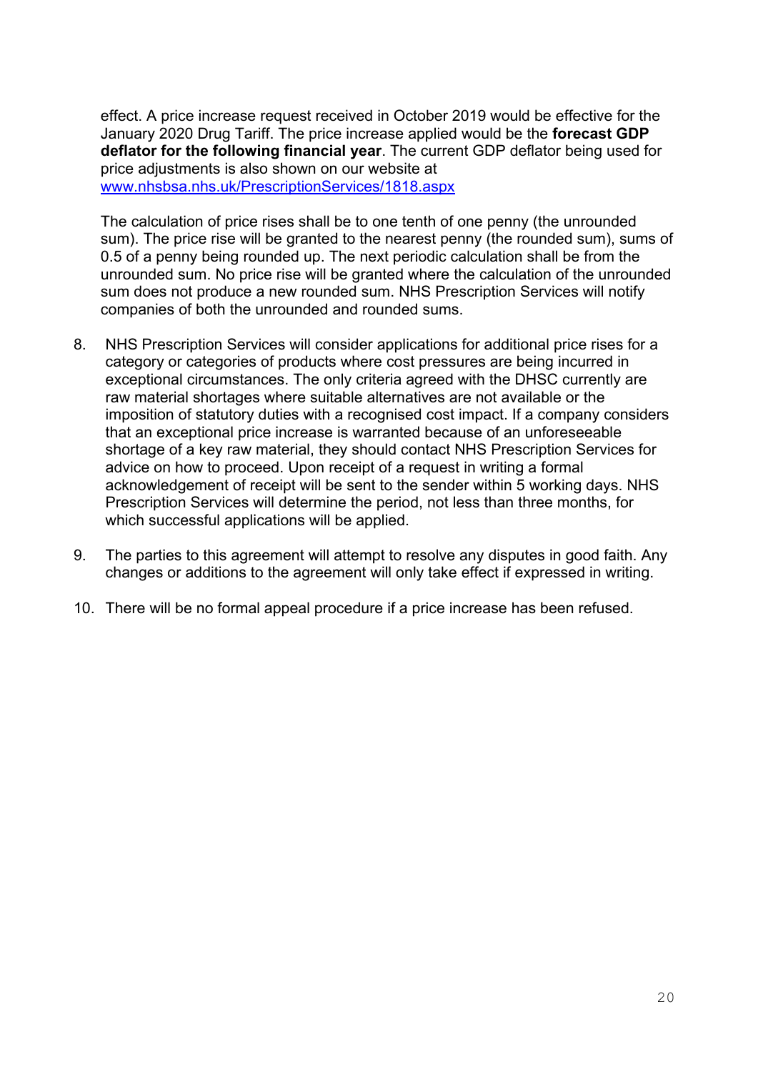effect. A price increase request received in October 2019 would be effective for the January 2020 Drug Tariff. The price increase applied would be the **forecast GDP deflator for the following financial year**. The current GDP deflator being used for price adjustments is also shown on our website at [www.nhsbsa.nhs.uk/PrescriptionServices/1818.aspx](www.nhsbsa.nhs.uk/PrescriptionServices/1818.aspx)

The calculation of price rises shall be to one tenth of one penny (the unrounded sum). The price rise will be granted to the nearest penny (the rounded sum), sums of 0.5 of a penny being rounded up. The next periodic calculation shall be from the unrounded sum. No price rise will be granted where the calculation of the unrounded sum does not produce a new rounded sum. NHS Prescription Services will notify companies of both the unrounded and rounded sums.

8. NHS Prescription Services will consider applications for additional price rises for a category or categories of products where cost pressures are being incurred in exceptional circumstances. The only criteria agreed with the DHSC currently are raw material shortages where suitable alternatives are not available or the imposition of statutory duties with a recognised cost impact. If a company considers that an exceptional price increase is warranted because of an unforeseeable shortage of a key raw material, they should contact NHS Prescription Services for advice on how to proceed. Upon receipt of a request in writing a formal acknowledgement of receipt will be sent to the sender within 5 working days. NHS Prescription Services will determine the period, not less than three months, for which successful applications will be applied.

9. The parties to this agreement will attempt to resolve any disputes in good faith. Any changes or additions to the agreement will only take effect if expressed in writing.

10. There will be no formal appeal procedure if a price increase has been refused.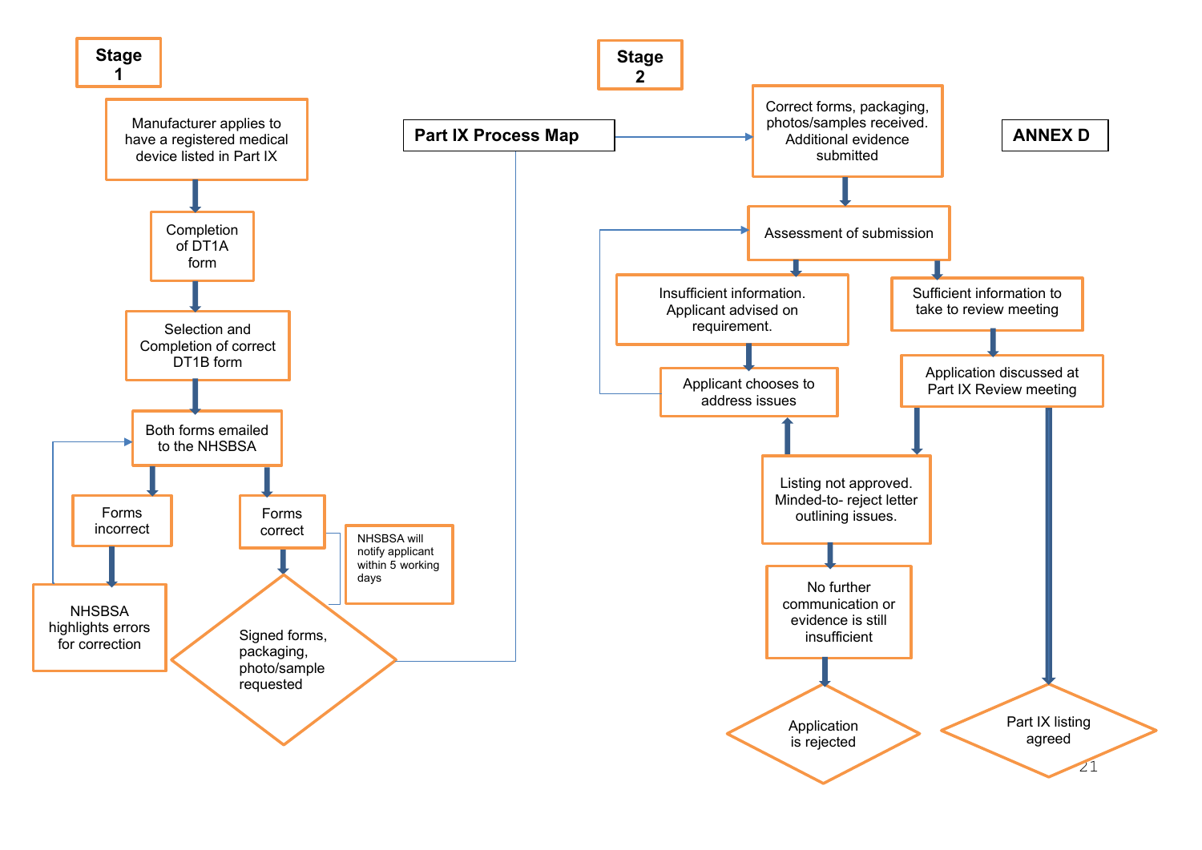# ANNEX D

## Part IX Process Map

### Stage 1

1. Manufacturer applies to have a registered medical device listed in Part IX
2. Completion of DT1A form
3. Selection and Completion of correct DT1B form
4. Both forms emailed to the NHSBSA
   - Forms incorrect → NHSBSA highlights errors for correction → (return to: Both forms emailed to the NHSBSA)
   - Forms correct → Signed forms, packaging, photo/sample requested

NHSBSA will notify applicant within 5 working days

### Stage 2

1. Correct forms, packaging, photos/samples received. Additional evidence submitted
2. Assessment of submission
   - Insufficient information. Applicant advised on requirement. → Applicant chooses to address issues → (return to: Assessment of submission)
   - Sufficient information to take to review meeting → Application discussed at Part IX Review meeting
     - Listing not approved. Minded-to- reject letter outlining issues.
       - Applicant chooses to address issues
       - No further communication or evidence is still insufficient → Application is rejected
     - Part IX listing agreed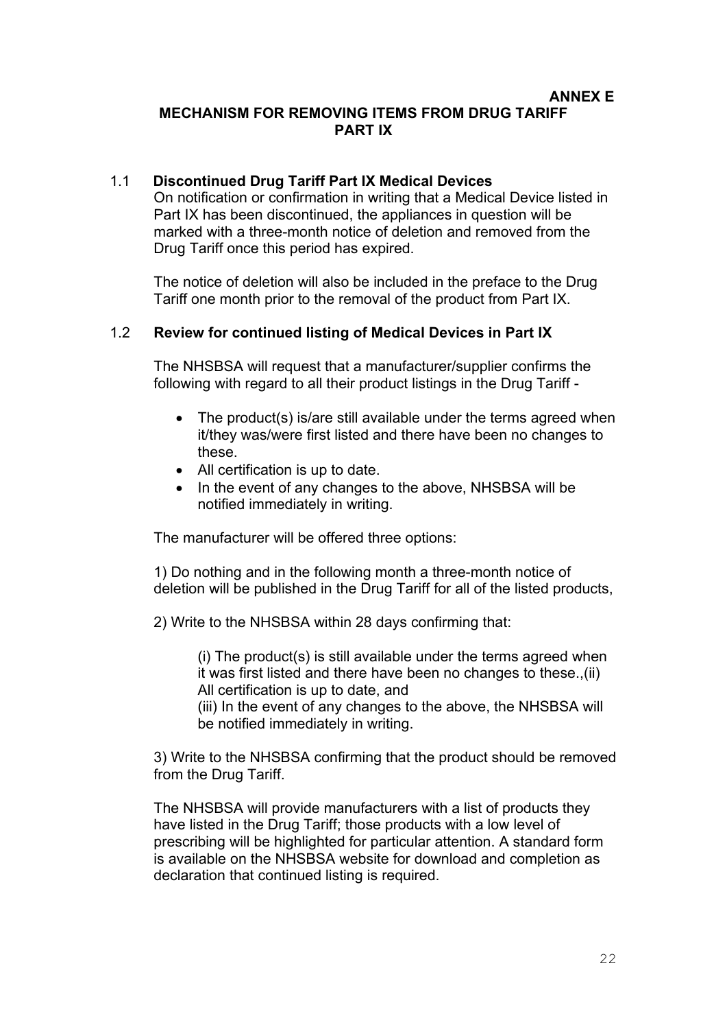**ANNEX E**

# MECHANISM FOR REMOVING ITEMS FROM DRUG TARIFF PART IX

## 1.1 Discontinued Drug Tariff Part IX Medical Devices

On notification or confirmation in writing that a Medical Device listed in Part IX has been discontinued, the appliances in question will be marked with a three-month notice of deletion and removed from the Drug Tariff once this period has expired.

The notice of deletion will also be included in the preface to the Drug Tariff one month prior to the removal of the product from Part IX.

## 1.2 Review for continued listing of Medical Devices in Part IX

The NHSBSA will request that a manufacturer/supplier confirms the following with regard to all their product listings in the Drug Tariff -

- The product(s) is/are still available under the terms agreed when it/they was/were first listed and there have been no changes to these.
- All certification is up to date.
- In the event of any changes to the above, NHSBSA will be notified immediately in writing.

The manufacturer will be offered three options:

1) Do nothing and in the following month a three-month notice of deletion will be published in the Drug Tariff for all of the listed products,

2) Write to the NHSBSA within 28 days confirming that:

(i) The product(s) is still available under the terms agreed when it was first listed and there have been no changes to these.,(ii) All certification is up to date, and
(iii) In the event of any changes to the above, the NHSBSA will be notified immediately in writing.

3) Write to the NHSBSA confirming that the product should be removed from the Drug Tariff.

The NHSBSA will provide manufacturers with a list of products they have listed in the Drug Tariff; those products with a low level of prescribing will be highlighted for particular attention. A standard form is available on the NHSBSA website for download and completion as declaration that continued listing is required.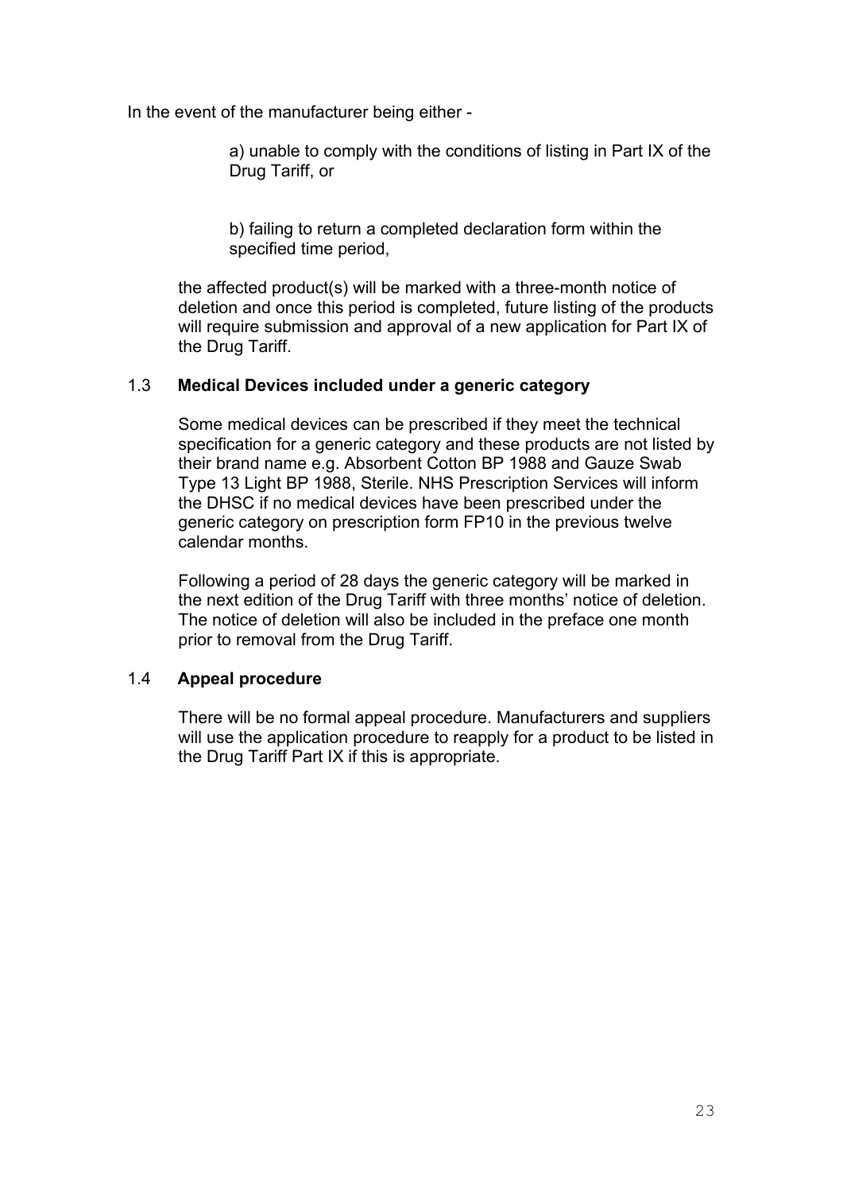In the event of the manufacturer being either -

a) unable to comply with the conditions of listing in Part IX of the Drug Tariff, or

b) failing to return a completed declaration form within the specified time period,

the affected product(s) will be marked with a three-month notice of deletion and once this period is completed, future listing of the products will require submission and approval of a new application for Part IX of the Drug Tariff.

### 1.3 Medical Devices included under a generic category

Some medical devices can be prescribed if they meet the technical specification for a generic category and these products are not listed by their brand name e.g. Absorbent Cotton BP 1988 and Gauze Swab Type 13 Light BP 1988, Sterile. NHS Prescription Services will inform the DHSC if no medical devices have been prescribed under the generic category on prescription form FP10 in the previous twelve calendar months.

Following a period of 28 days the generic category will be marked in the next edition of the Drug Tariff with three months' notice of deletion. The notice of deletion will also be included in the preface one month prior to removal from the Drug Tariff.

### 1.4 Appeal procedure

There will be no formal appeal procedure. Manufacturers and suppliers will use the application procedure to reapply for a product to be listed in the Drug Tariff Part IX if this is appropriate.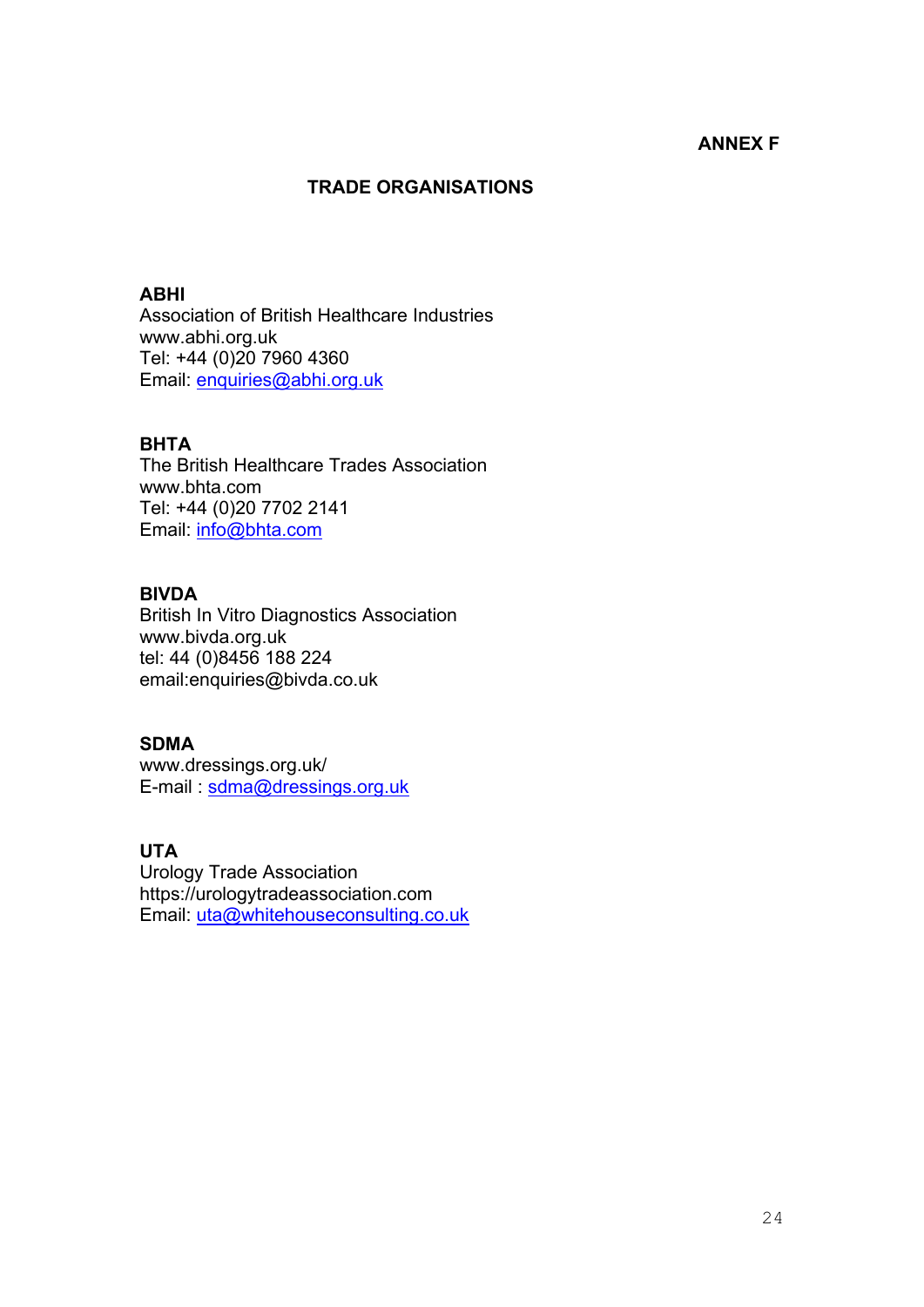**ANNEX F**

## TRADE ORGANISATIONS

**ABHI**
Association of British Healthcare Industries
www.abhi.org.uk
Tel: +44 (0)20 7960 4360
Email: enquiries@abhi.org.uk

**BHTA**
The British Healthcare Trades Association
www.bhta.com
Tel: +44 (0)20 7702 2141
Email: info@bhta.com

**BIVDA**
British In Vitro Diagnostics Association
www.bivda.org.uk
tel: 44 (0)8456 188 224
email:enquiries@bivda.co.uk

**SDMA**
www.dressings.org.uk/
E-mail : sdma@dressings.org.uk

**UTA**
Urology Trade Association
https://urologytradeassociation.com
Email: uta@whitehouseconsulting.co.uk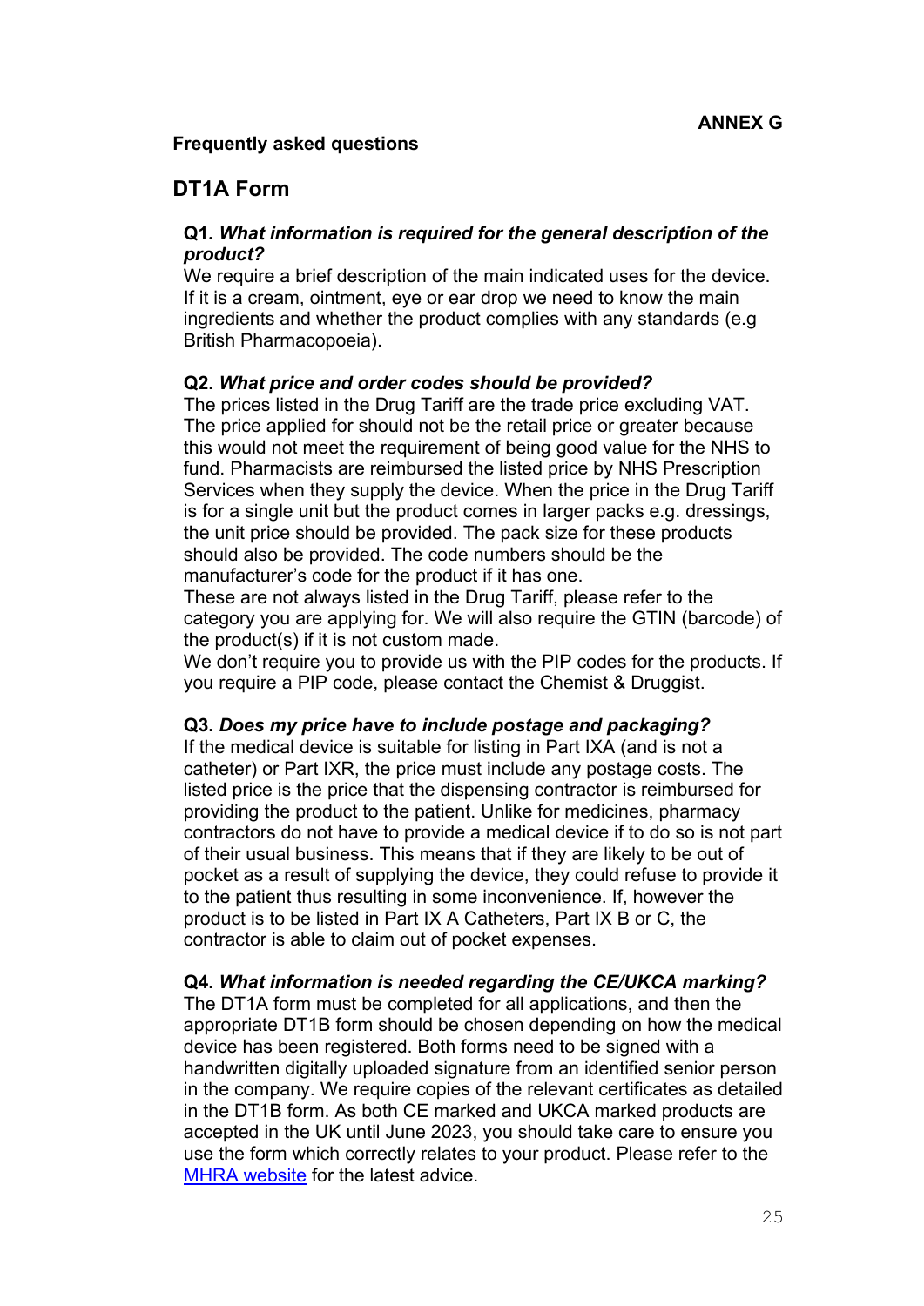**ANNEX G**

**Frequently asked questions**

## DT1A Form

**Q1.** ***What information is required for the general description of the product?***
We require a brief description of the main indicated uses for the device. If it is a cream, ointment, eye or ear drop we need to know the main ingredients and whether the product complies with any standards (e.g British Pharmacopoeia).

**Q2.** ***What price and order codes should be provided?***
The prices listed in the Drug Tariff are the trade price excluding VAT. The price applied for should not be the retail price or greater because this would not meet the requirement of being good value for the NHS to fund. Pharmacists are reimbursed the listed price by NHS Prescription Services when they supply the device. When the price in the Drug Tariff is for a single unit but the product comes in larger packs e.g. dressings, the unit price should be provided. The pack size for these products should also be provided. The code numbers should be the manufacturer's code for the product if it has one.
These are not always listed in the Drug Tariff, please refer to the category you are applying for. We will also require the GTIN (barcode) of the product(s) if it is not custom made.
We don't require you to provide us with the PIP codes for the products. If you require a PIP code, please contact the Chemist & Druggist.

**Q3.** ***Does my price have to include postage and packaging?***
If the medical device is suitable for listing in Part IXA (and is not a catheter) or Part IXR, the price must include any postage costs. The listed price is the price that the dispensing contractor is reimbursed for providing the product to the patient. Unlike for medicines, pharmacy contractors do not have to provide a medical device if to do so is not part of their usual business. This means that if they are likely to be out of pocket as a result of supplying the device, they could refuse to provide it to the patient thus resulting in some inconvenience. If, however the product is to be listed in Part IX A Catheters, Part IX B or C, the contractor is able to claim out of pocket expenses.

**Q4.** ***What information is needed regarding the CE/UKCA marking?***
The DT1A form must be completed for all applications, and then the appropriate DT1B form should be chosen depending on how the medical device has been registered. Both forms need to be signed with a handwritten digitally uploaded signature from an identified senior person in the company. We require copies of the relevant certificates as detailed in the DT1B form. As both CE marked and UKCA marked products are accepted in the UK until June 2023, you should take care to ensure you use the form which correctly relates to your product. Please refer to the MHRA website for the latest advice.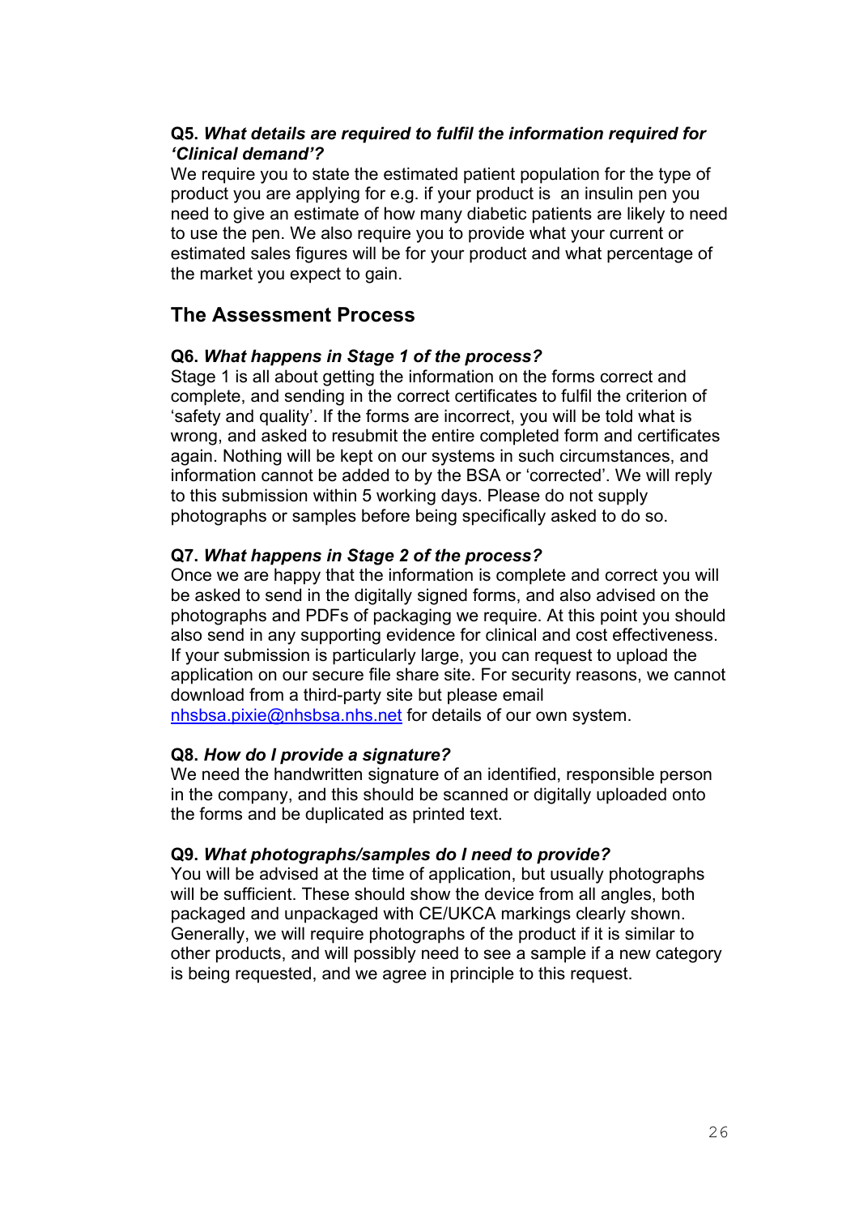**Q5.** ***What details are required to fulfil the information required for 'Clinical demand'?***
We require you to state the estimated patient population for the type of product you are applying for e.g. if your product is an insulin pen you need to give an estimate of how many diabetic patients are likely to need to use the pen. We also require you to provide what your current or estimated sales figures will be for your product and what percentage of the market you expect to gain.

## The Assessment Process

**Q6.** ***What happens in Stage 1 of the process?***
Stage 1 is all about getting the information on the forms correct and complete, and sending in the correct certificates to fulfil the criterion of 'safety and quality'. If the forms are incorrect, you will be told what is wrong, and asked to resubmit the entire completed form and certificates again. Nothing will be kept on our systems in such circumstances, and information cannot be added to by the BSA or 'corrected'. We will reply to this submission within 5 working days. Please do not supply photographs or samples before being specifically asked to do so.

**Q7.** ***What happens in Stage 2 of the process?***
Once we are happy that the information is complete and correct you will be asked to send in the digitally signed forms, and also advised on the photographs and PDFs of packaging we require. At this point you should also send in any supporting evidence for clinical and cost effectiveness. If your submission is particularly large, you can request to upload the application on our secure file share site. For security reasons, we cannot download from a third-party site but please email nhsbsa.pixie@nhsbsa.nhs.net for details of our own system.

**Q8.** ***How do I provide a signature?***
We need the handwritten signature of an identified, responsible person in the company, and this should be scanned or digitally uploaded onto the forms and be duplicated as printed text.

**Q9.** ***What photographs/samples do I need to provide?***
You will be advised at the time of application, but usually photographs will be sufficient. These should show the device from all angles, both packaged and unpackaged with CE/UKCA markings clearly shown. Generally, we will require photographs of the product if it is similar to other products, and will possibly need to see a sample if a new category is being requested, and we agree in principle to this request.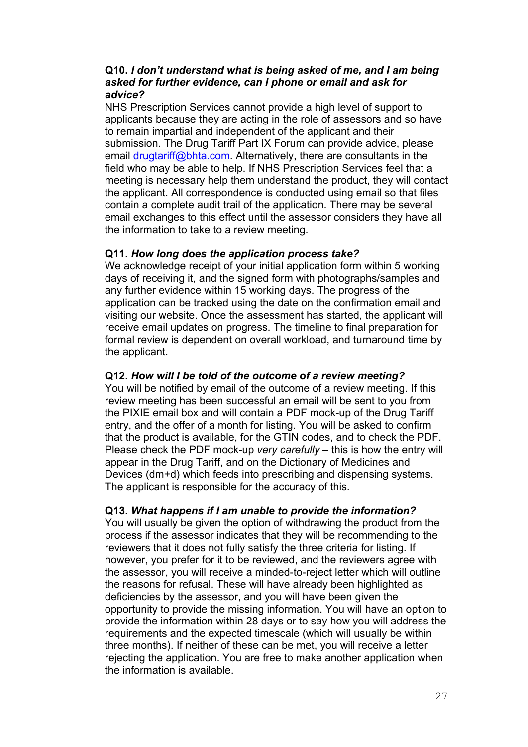**Q10.** ***I don't understand what is being asked of me, and I am being asked for further evidence, can I phone or email and ask for advice?***

NHS Prescription Services cannot provide a high level of support to applicants because they are acting in the role of assessors and so have to remain impartial and independent of the applicant and their submission. The Drug Tariff Part IX Forum can provide advice, please email drugtariff@bhta.com. Alternatively, there are consultants in the field who may be able to help. If NHS Prescription Services feel that a meeting is necessary help them understand the product, they will contact the applicant. All correspondence is conducted using email so that files contain a complete audit trail of the application. There may be several email exchanges to this effect until the assessor considers they have all the information to take to a review meeting.

**Q11.** ***How long does the application process take?***

We acknowledge receipt of your initial application form within 5 working days of receiving it, and the signed form with photographs/samples and any further evidence within 15 working days. The progress of the application can be tracked using the date on the confirmation email and visiting our website. Once the assessment has started, the applicant will receive email updates on progress. The timeline to final preparation for formal review is dependent on overall workload, and turnaround time by the applicant.

**Q12.** ***How will I be told of the outcome of a review meeting?***

You will be notified by email of the outcome of a review meeting. If this review meeting has been successful an email will be sent to you from the PIXIE email box and will contain a PDF mock-up of the Drug Tariff entry, and the offer of a month for listing. You will be asked to confirm that the product is available, for the GTIN codes, and to check the PDF. Please check the PDF mock-up *very carefully* – this is how the entry will appear in the Drug Tariff, and on the Dictionary of Medicines and Devices (dm+d) which feeds into prescribing and dispensing systems. The applicant is responsible for the accuracy of this.

**Q13.** ***What happens if I am unable to provide the information?***

You will usually be given the option of withdrawing the product from the process if the assessor indicates that they will be recommending to the reviewers that it does not fully satisfy the three criteria for listing. If however, you prefer for it to be reviewed, and the reviewers agree with the assessor, you will receive a minded-to-reject letter which will outline the reasons for refusal. These will have already been highlighted as deficiencies by the assessor, and you will have been given the opportunity to provide the missing information. You will have an option to provide the information within 28 days or to say how you will address the requirements and the expected timescale (which will usually be within three months). If neither of these can be met, you will receive a letter rejecting the application. You are free to make another application when the information is available.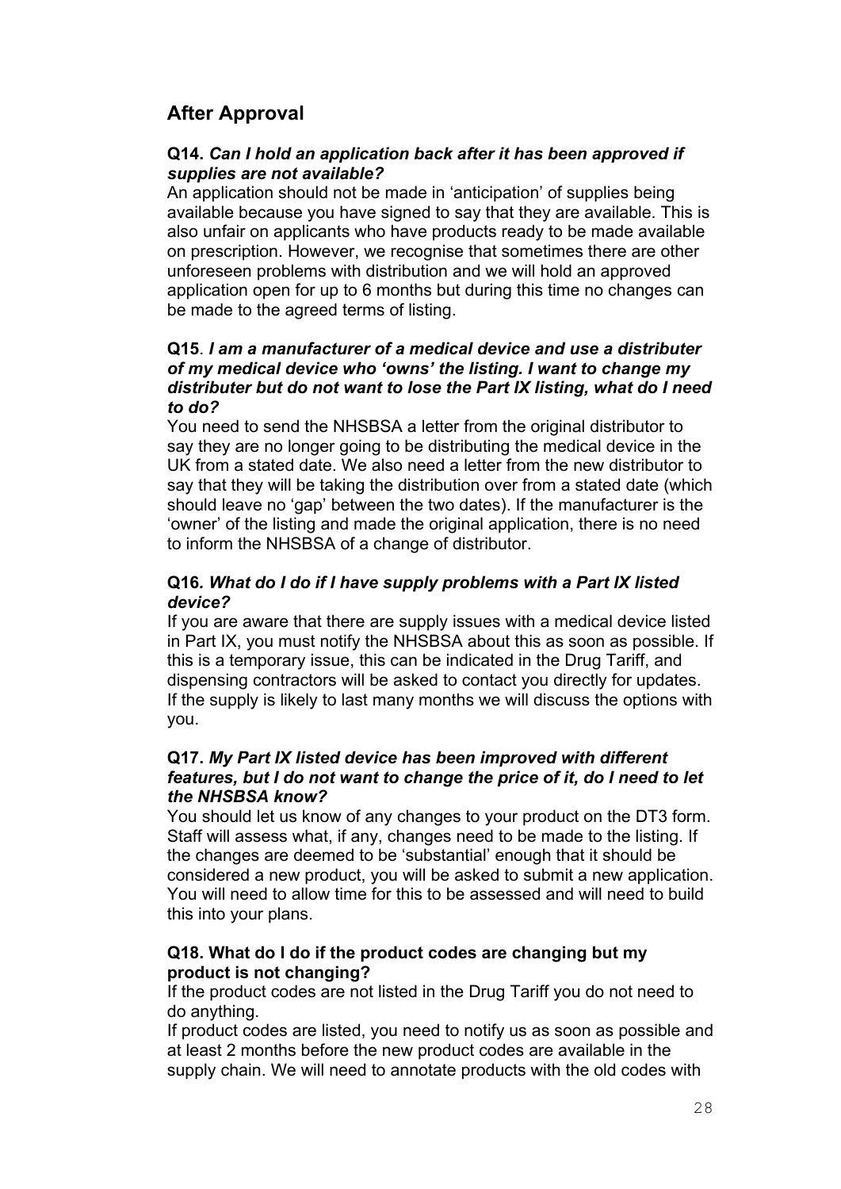## After Approval

**Q14.** ***Can I hold an application back after it has been approved if supplies are not available?***

An application should not be made in 'anticipation' of supplies being available because you have signed to say that they are available. This is also unfair on applicants who have products ready to be made available on prescription. However, we recognise that sometimes there are other unforeseen problems with distribution and we will hold an approved application open for up to 6 months but during this time no changes can be made to the agreed terms of listing.

**Q15**. ***I am a manufacturer of a medical device and use a distributer of my medical device who 'owns' the listing. I want to change my distributer but do not want to lose the Part IX listing, what do I need to do?***

You need to send the NHSBSA a letter from the original distributor to say they are no longer going to be distributing the medical device in the UK from a stated date. We also need a letter from the new distributor to say that they will be taking the distribution over from a stated date (which should leave no 'gap' between the two dates). If the manufacturer is the 'owner' of the listing and made the original application, there is no need to inform the NHSBSA of a change of distributor.

**Q16*. What do I do if I have supply problems with a Part IX listed device?***

If you are aware that there are supply issues with a medical device listed in Part IX, you must notify the NHSBSA about this as soon as possible. If this is a temporary issue, this can be indicated in the Drug Tariff, and dispensing contractors will be asked to contact you directly for updates. If the supply is likely to last many months we will discuss the options with you.

**Q17.** ***My Part IX listed device has been improved with different features, but I do not want to change the price of it, do I need to let the NHSBSA know?***

You should let us know of any changes to your product on the DT3 form. Staff will assess what, if any, changes need to be made to the listing. If the changes are deemed to be 'substantial' enough that it should be considered a new product, you will be asked to submit a new application. You will need to allow time for this to be assessed and will need to build this into your plans.

**Q18. What do I do if the product codes are changing but my product is not changing?**

If the product codes are not listed in the Drug Tariff you do not need to do anything.

If product codes are listed, you need to notify us as soon as possible and at least 2 months before the new product codes are available in the supply chain. We will need to annotate products with the old codes with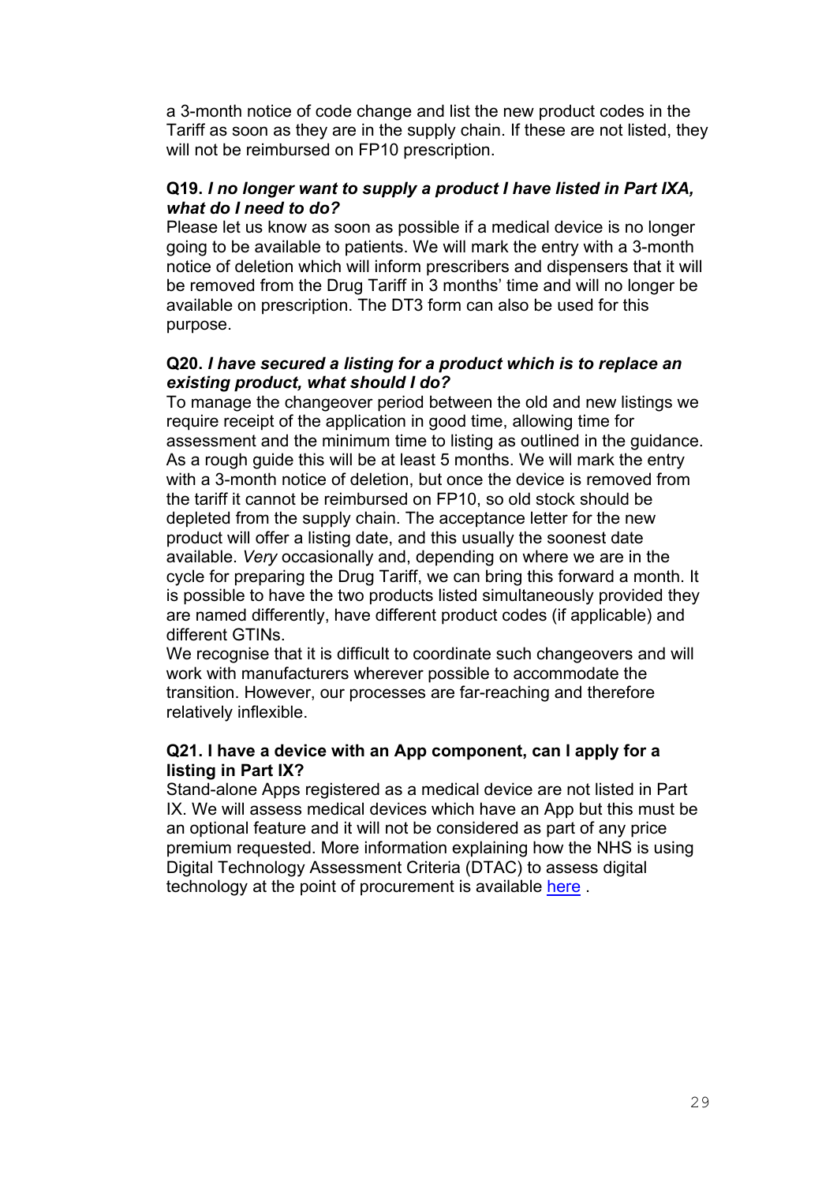a 3-month notice of code change and list the new product codes in the Tariff as soon as they are in the supply chain. If these are not listed, they will not be reimbursed on FP10 prescription.

**Q19.** ***I no longer want to supply a product I have listed in Part IXA, what do I need to do?***

Please let us know as soon as possible if a medical device is no longer going to be available to patients. We will mark the entry with a 3-month notice of deletion which will inform prescribers and dispensers that it will be removed from the Drug Tariff in 3 months' time and will no longer be available on prescription. The DT3 form can also be used for this purpose.

**Q20.** ***I have secured a listing for a product which is to replace an existing product, what should I do?***

To manage the changeover period between the old and new listings we require receipt of the application in good time, allowing time for assessment and the minimum time to listing as outlined in the guidance. As a rough guide this will be at least 5 months. We will mark the entry with a 3-month notice of deletion, but once the device is removed from the tariff it cannot be reimbursed on FP10, so old stock should be depleted from the supply chain. The acceptance letter for the new product will offer a listing date, and this usually the soonest date available. *Very* occasionally and, depending on where we are in the cycle for preparing the Drug Tariff, we can bring this forward a month. It is possible to have the two products listed simultaneously provided they are named differently, have different product codes (if applicable) and different GTINs.

We recognise that it is difficult to coordinate such changeovers and will work with manufacturers wherever possible to accommodate the transition. However, our processes are far-reaching and therefore relatively inflexible.

**Q21. I have a device with an App component, can I apply for a listing in Part IX?**

Stand-alone Apps registered as a medical device are not listed in Part IX. We will assess medical devices which have an App but this must be an optional feature and it will not be considered as part of any price premium requested. More information explaining how the NHS is using Digital Technology Assessment Criteria (DTAC) to assess digital technology at the point of procurement is available here .